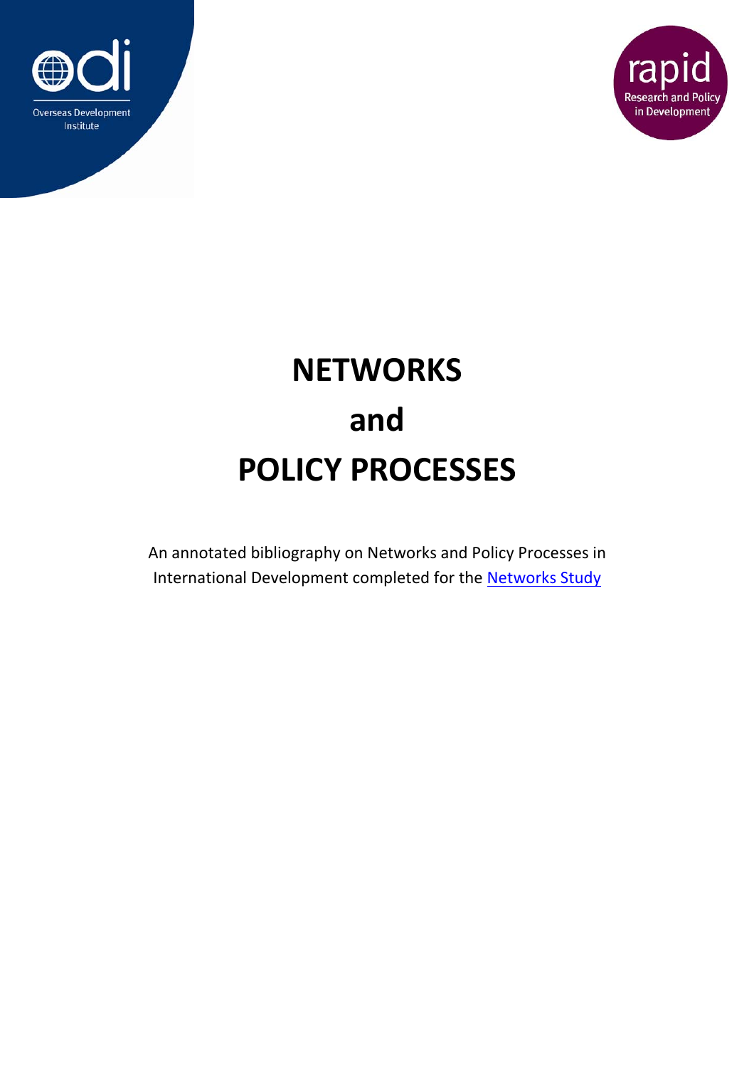Overseas Development Institute

rapid
Research and Policy in Development

# NETWORKS
# and
# POLICY PROCESSES

An annotated bibliography on Networks and Policy Processes in International Development completed for the Networks Study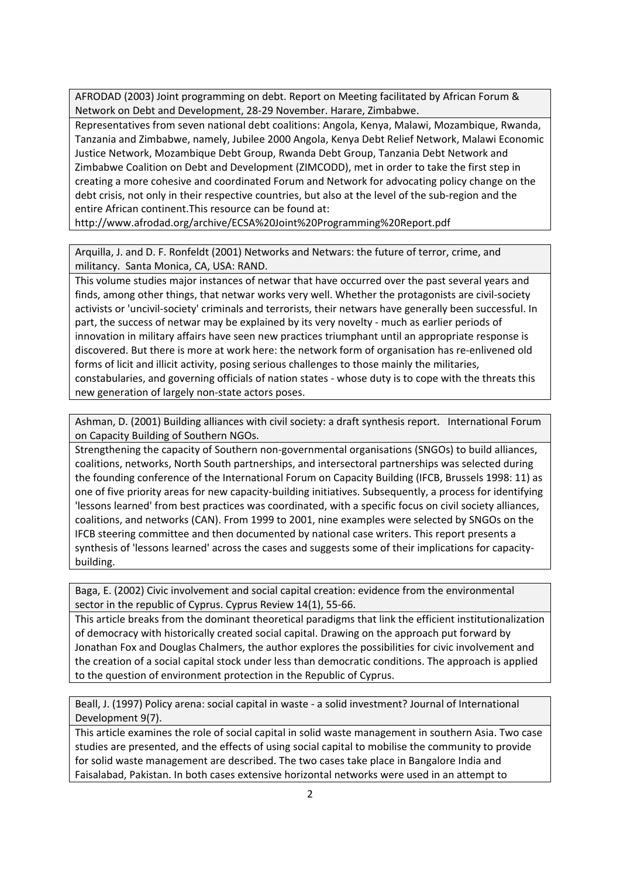AFRODAD (2003) Joint programming on debt. Report on Meeting facilitated by African Forum & Network on Debt and Development, 28-29 November. Harare, Zimbabwe.

Representatives from seven national debt coalitions: Angola, Kenya, Malawi, Mozambique, Rwanda, Tanzania and Zimbabwe, namely, Jubilee 2000 Angola, Kenya Debt Relief Network, Malawi Economic Justice Network, Mozambique Debt Group, Rwanda Debt Group, Tanzania Debt Network and Zimbabwe Coalition on Debt and Development (ZIMCODD), met in order to take the first step in creating a more cohesive and coordinated Forum and Network for advocating policy change on the debt crisis, not only in their respective countries, but also at the level of the sub-region and the entire African continent.This resource can be found at: http://www.afrodad.org/archive/ECSA%20Joint%20Programming%20Report.pdf

Arquilla, J. and D. F. Ronfeldt (2001) Networks and Netwars: the future of terror, crime, and militancy. Santa Monica, CA, USA: RAND.

This volume studies major instances of netwar that have occurred over the past several years and finds, among other things, that netwar works very well. Whether the protagonists are civil-society activists or 'uncivil-society' criminals and terrorists, their netwars have generally been successful. In part, the success of netwar may be explained by its very novelty - much as earlier periods of innovation in military affairs have seen new practices triumphant until an appropriate response is discovered. But there is more at work here: the network form of organisation has re-enlivened old forms of licit and illicit activity, posing serious challenges to those mainly the militaries, constabularies, and governing officials of nation states - whose duty is to cope with the threats this new generation of largely non-state actors poses.

Ashman, D. (2001) Building alliances with civil society: a draft synthesis report. International Forum on Capacity Building of Southern NGOs.

Strengthening the capacity of Southern non-governmental organisations (SNGOs) to build alliances, coalitions, networks, North South partnerships, and intersectoral partnerships was selected during the founding conference of the International Forum on Capacity Building (IFCB, Brussels 1998: 11) as one of five priority areas for new capacity-building initiatives. Subsequently, a process for identifying 'lessons learned' from best practices was coordinated, with a specific focus on civil society alliances, coalitions, and networks (CAN). From 1999 to 2001, nine examples were selected by SNGOs on the IFCB steering committee and then documented by national case writers. This report presents a synthesis of 'lessons learned' across the cases and suggests some of their implications for capacity-building.

Baga, E. (2002) Civic involvement and social capital creation: evidence from the environmental sector in the republic of Cyprus. Cyprus Review 14(1), 55-66.

This article breaks from the dominant theoretical paradigms that link the efficient institutionalization of democracy with historically created social capital. Drawing on the approach put forward by Jonathan Fox and Douglas Chalmers, the author explores the possibilities for civic involvement and the creation of a social capital stock under less than democratic conditions. The approach is applied to the question of environment protection in the Republic of Cyprus.

Beall, J. (1997) Policy arena: social capital in waste - a solid investment? Journal of International Development 9(7).

This article examines the role of social capital in solid waste management in southern Asia. Two case studies are presented, and the effects of using social capital to mobilise the community to provide for solid waste management are described. The two cases take place in Bangalore India and Faisalabad, Pakistan. In both cases extensive horizontal networks were used in an attempt to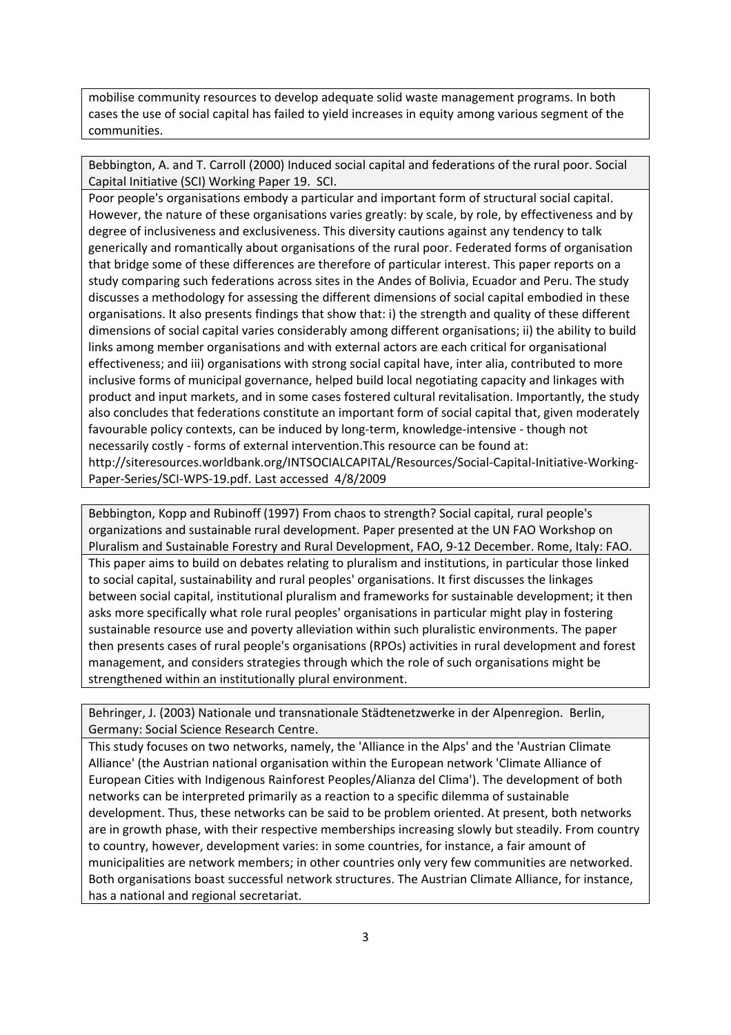mobilise community resources to develop adequate solid waste management programs. In both cases the use of social capital has failed to yield increases in equity among various segment of the communities.

Bebbington, A. and T. Carroll (2000) Induced social capital and federations of the rural poor. Social Capital Initiative (SCI) Working Paper 19. SCI.

Poor people's organisations embody a particular and important form of structural social capital. However, the nature of these organisations varies greatly: by scale, by role, by effectiveness and by degree of inclusiveness and exclusiveness. This diversity cautions against any tendency to talk generically and romantically about organisations of the rural poor. Federated forms of organisation that bridge some of these differences are therefore of particular interest. This paper reports on a study comparing such federations across sites in the Andes of Bolivia, Ecuador and Peru. The study discusses a methodology for assessing the different dimensions of social capital embodied in these organisations. It also presents findings that show that: i) the strength and quality of these different dimensions of social capital varies considerably among different organisations; ii) the ability to build links among member organisations and with external actors are each critical for organisational effectiveness; and iii) organisations with strong social capital have, inter alia, contributed to more inclusive forms of municipal governance, helped build local negotiating capacity and linkages with product and input markets, and in some cases fostered cultural revitalisation. Importantly, the study also concludes that federations constitute an important form of social capital that, given moderately favourable policy contexts, can be induced by long-term, knowledge-intensive - though not necessarily costly - forms of external intervention.This resource can be found at: http://siteresources.worldbank.org/INTSOCIALCAPITAL/Resources/Social-Capital-Initiative-Working-Paper-Series/SCI-WPS-19.pdf. Last accessed 4/8/2009

Bebbington, Kopp and Rubinoff (1997) From chaos to strength? Social capital, rural people's organizations and sustainable rural development. Paper presented at the UN FAO Workshop on Pluralism and Sustainable Forestry and Rural Development, FAO, 9-12 December. Rome, Italy: FAO.

This paper aims to build on debates relating to pluralism and institutions, in particular those linked to social capital, sustainability and rural peoples' organisations. It first discusses the linkages between social capital, institutional pluralism and frameworks for sustainable development; it then asks more specifically what role rural peoples' organisations in particular might play in fostering sustainable resource use and poverty alleviation within such pluralistic environments. The paper then presents cases of rural people's organisations (RPOs) activities in rural development and forest management, and considers strategies through which the role of such organisations might be strengthened within an institutionally plural environment.

Behringer, J. (2003) Nationale und transnationale Städtenetzwerke in der Alpenregion. Berlin, Germany: Social Science Research Centre.

This study focuses on two networks, namely, the 'Alliance in the Alps' and the 'Austrian Climate Alliance' (the Austrian national organisation within the European network 'Climate Alliance of European Cities with Indigenous Rainforest Peoples/Alianza del Clima'). The development of both networks can be interpreted primarily as a reaction to a specific dilemma of sustainable development. Thus, these networks can be said to be problem oriented. At present, both networks are in growth phase, with their respective memberships increasing slowly but steadily. From country to country, however, development varies: in some countries, for instance, a fair amount of municipalities are network members; in other countries only very few communities are networked. Both organisations boast successful network structures. The Austrian Climate Alliance, for instance, has a national and regional secretariat.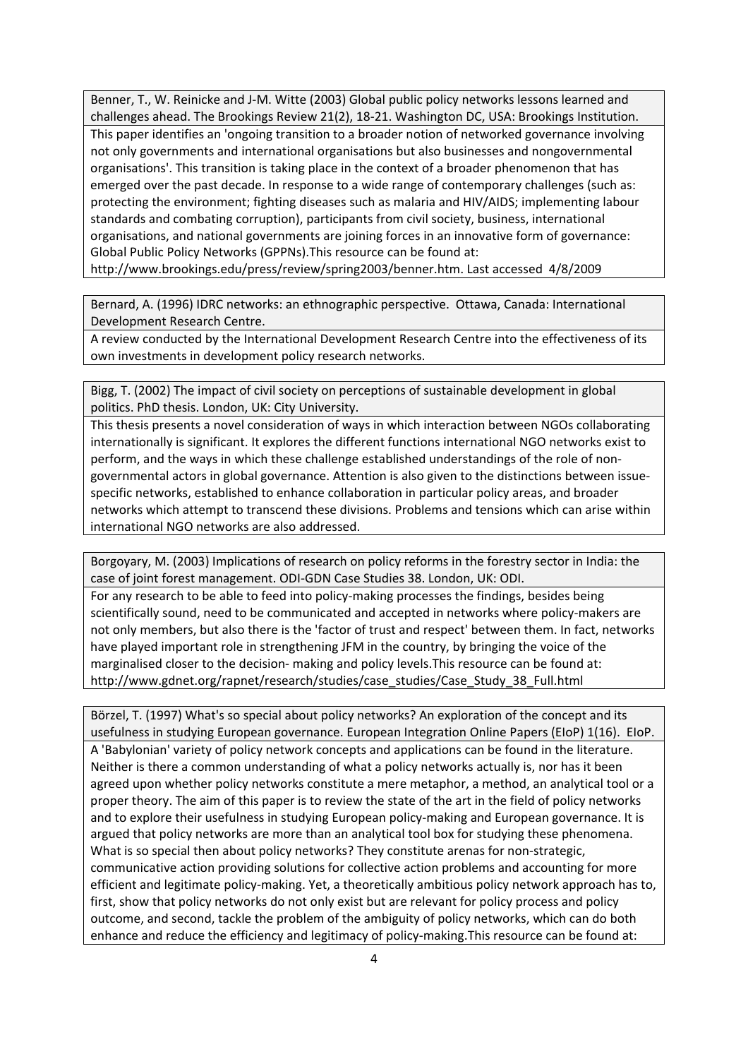Benner, T., W. Reinicke and J-M. Witte (2003) Global public policy networks lessons learned and challenges ahead. The Brookings Review 21(2), 18-21. Washington DC, USA: Brookings Institution.

This paper identifies an 'ongoing transition to a broader notion of networked governance involving not only governments and international organisations but also businesses and nongovernmental organisations'. This transition is taking place in the context of a broader phenomenon that has emerged over the past decade. In response to a wide range of contemporary challenges (such as: protecting the environment; fighting diseases such as malaria and HIV/AIDS; implementing labour standards and combating corruption), participants from civil society, business, international organisations, and national governments are joining forces in an innovative form of governance: Global Public Policy Networks (GPPNs).This resource can be found at: http://www.brookings.edu/press/review/spring2003/benner.htm. Last accessed 4/8/2009

Bernard, A. (1996) IDRC networks: an ethnographic perspective. Ottawa, Canada: International Development Research Centre.

A review conducted by the International Development Research Centre into the effectiveness of its own investments in development policy research networks.

Bigg, T. (2002) The impact of civil society on perceptions of sustainable development in global politics. PhD thesis. London, UK: City University.

This thesis presents a novel consideration of ways in which interaction between NGOs collaborating internationally is significant. It explores the different functions international NGO networks exist to perform, and the ways in which these challenge established understandings of the role of non-governmental actors in global governance. Attention is also given to the distinctions between issue-specific networks, established to enhance collaboration in particular policy areas, and broader networks which attempt to transcend these divisions. Problems and tensions which can arise within international NGO networks are also addressed.

Borgoyary, M. (2003) Implications of research on policy reforms in the forestry sector in India: the case of joint forest management. ODI-GDN Case Studies 38. London, UK: ODI.

For any research to be able to feed into policy-making processes the findings, besides being scientifically sound, need to be communicated and accepted in networks where policy-makers are not only members, but also there is the 'factor of trust and respect' between them. In fact, networks have played important role in strengthening JFM in the country, by bringing the voice of the marginalised closer to the decision- making and policy levels.This resource can be found at: http://www.gdnet.org/rapnet/research/studies/case_studies/Case_Study_38_Full.html

Börzel, T. (1997) What's so special about policy networks? An exploration of the concept and its usefulness in studying European governance. European Integration Online Papers (EIoP) 1(16). EIoP.

A 'Babylonian' variety of policy network concepts and applications can be found in the literature. Neither is there a common understanding of what a policy networks actually is, nor has it been agreed upon whether policy networks constitute a mere metaphor, a method, an analytical tool or a proper theory. The aim of this paper is to review the state of the art in the field of policy networks and to explore their usefulness in studying European policy-making and European governance. It is argued that policy networks are more than an analytical tool box for studying these phenomena. What is so special then about policy networks? They constitute arenas for non-strategic, communicative action providing solutions for collective action problems and accounting for more efficient and legitimate policy-making. Yet, a theoretically ambitious policy network approach has to, first, show that policy networks do not only exist but are relevant for policy process and policy outcome, and second, tackle the problem of the ambiguity of policy networks, which can do both enhance and reduce the efficiency and legitimacy of policy-making.This resource can be found at: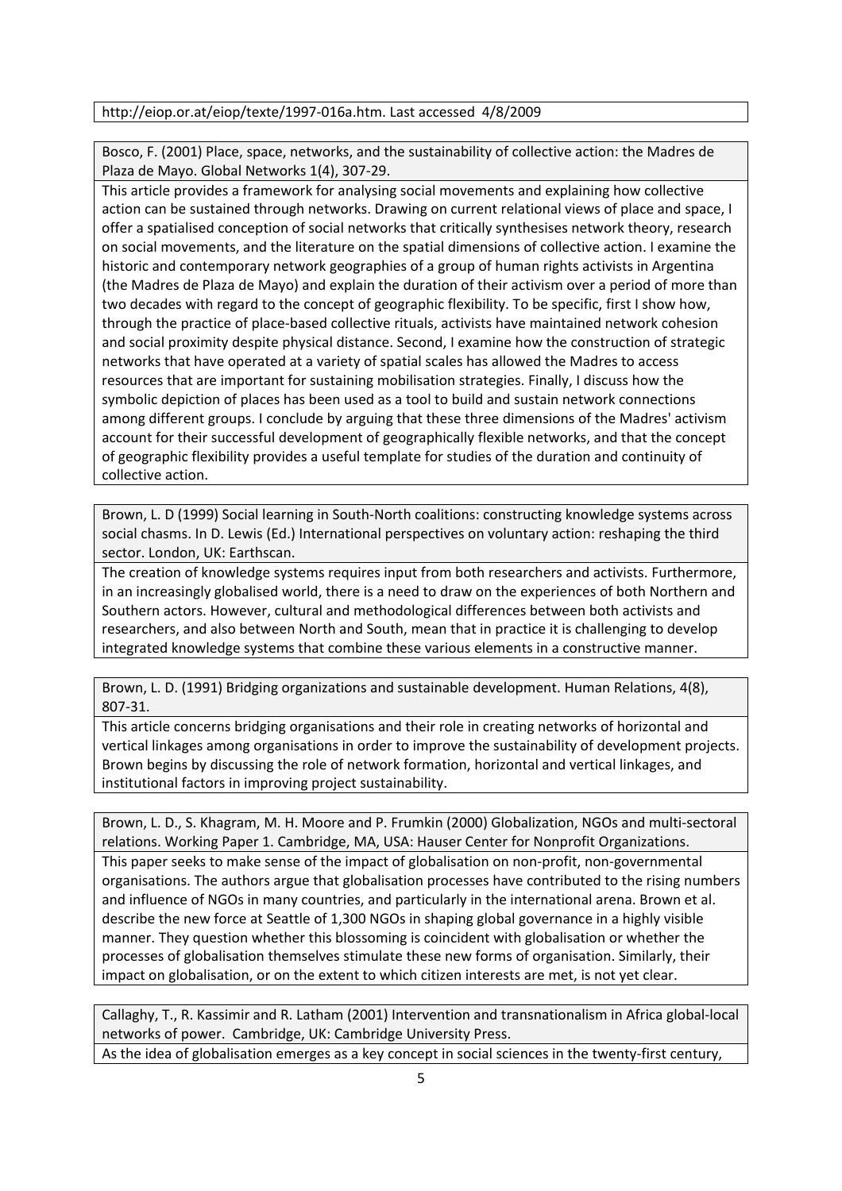http://eiop.or.at/eiop/texte/1997-016a.htm. Last accessed 4/8/2009

Bosco, F. (2001) Place, space, networks, and the sustainability of collective action: the Madres de Plaza de Mayo. Global Networks 1(4), 307-29.

This article provides a framework for analysing social movements and explaining how collective action can be sustained through networks. Drawing on current relational views of place and space, I offer a spatialised conception of social networks that critically synthesises network theory, research on social movements, and the literature on the spatial dimensions of collective action. I examine the historic and contemporary network geographies of a group of human rights activists in Argentina (the Madres de Plaza de Mayo) and explain the duration of their activism over a period of more than two decades with regard to the concept of geographic flexibility. To be specific, first I show how, through the practice of place-based collective rituals, activists have maintained network cohesion and social proximity despite physical distance. Second, I examine how the construction of strategic networks that have operated at a variety of spatial scales has allowed the Madres to access resources that are important for sustaining mobilisation strategies. Finally, I discuss how the symbolic depiction of places has been used as a tool to build and sustain network connections among different groups. I conclude by arguing that these three dimensions of the Madres' activism account for their successful development of geographically flexible networks, and that the concept of geographic flexibility provides a useful template for studies of the duration and continuity of collective action.

Brown, L. D (1999) Social learning in South-North coalitions: constructing knowledge systems across social chasms. In D. Lewis (Ed.) International perspectives on voluntary action: reshaping the third sector. London, UK: Earthscan.

The creation of knowledge systems requires input from both researchers and activists. Furthermore, in an increasingly globalised world, there is a need to draw on the experiences of both Northern and Southern actors. However, cultural and methodological differences between both activists and researchers, and also between North and South, mean that in practice it is challenging to develop integrated knowledge systems that combine these various elements in a constructive manner.

Brown, L. D. (1991) Bridging organizations and sustainable development. Human Relations, 4(8), 807-31.

This article concerns bridging organisations and their role in creating networks of horizontal and vertical linkages among organisations in order to improve the sustainability of development projects. Brown begins by discussing the role of network formation, horizontal and vertical linkages, and institutional factors in improving project sustainability.

Brown, L. D., S. Khagram, M. H. Moore and P. Frumkin (2000) Globalization, NGOs and multi-sectoral relations. Working Paper 1. Cambridge, MA, USA: Hauser Center for Nonprofit Organizations.

This paper seeks to make sense of the impact of globalisation on non-profit, non-governmental organisations. The authors argue that globalisation processes have contributed to the rising numbers and influence of NGOs in many countries, and particularly in the international arena. Brown et al. describe the new force at Seattle of 1,300 NGOs in shaping global governance in a highly visible manner. They question whether this blossoming is coincident with globalisation or whether the processes of globalisation themselves stimulate these new forms of organisation. Similarly, their impact on globalisation, or on the extent to which citizen interests are met, is not yet clear.

Callaghy, T., R. Kassimir and R. Latham (2001) Intervention and transnationalism in Africa global-local networks of power. Cambridge, UK: Cambridge University Press.

As the idea of globalisation emerges as a key concept in social sciences in the twenty-first century,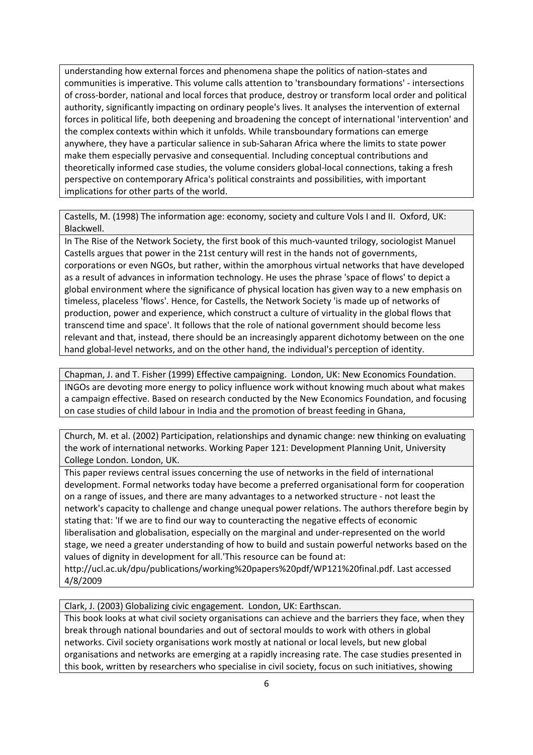understanding how external forces and phenomena shape the politics of nation-states and communities is imperative. This volume calls attention to 'transboundary formations' - intersections of cross-border, national and local forces that produce, destroy or transform local order and political authority, significantly impacting on ordinary people's lives. It analyses the intervention of external forces in political life, both deepening and broadening the concept of international 'intervention' and the complex contexts within which it unfolds. While transboundary formations can emerge anywhere, they have a particular salience in sub-Saharan Africa where the limits to state power make them especially pervasive and consequential. Including conceptual contributions and theoretically informed case studies, the volume considers global-local connections, taking a fresh perspective on contemporary Africa's political constraints and possibilities, with important implications for other parts of the world.

Castells, M. (1998) The information age: economy, society and culture Vols I and II. Oxford, UK: Blackwell.

In The Rise of the Network Society, the first book of this much-vaunted trilogy, sociologist Manuel Castells argues that power in the 21st century will rest in the hands not of governments, corporations or even NGOs, but rather, within the amorphous virtual networks that have developed as a result of advances in information technology. He uses the phrase 'space of flows' to depict a global environment where the significance of physical location has given way to a new emphasis on timeless, placeless 'flows'. Hence, for Castells, the Network Society 'is made up of networks of production, power and experience, which construct a culture of virtuality in the global flows that transcend time and space'. It follows that the role of national government should become less relevant and that, instead, there should be an increasingly apparent dichotomy between on the one hand global-level networks, and on the other hand, the individual's perception of identity.

Chapman, J. and T. Fisher (1999) Effective campaigning. London, UK: New Economics Foundation.

INGOs are devoting more energy to policy influence work without knowing much about what makes a campaign effective. Based on research conducted by the New Economics Foundation, and focusing on case studies of child labour in India and the promotion of breast feeding in Ghana,

Church, M. et al. (2002) Participation, relationships and dynamic change: new thinking on evaluating the work of international networks. Working Paper 121: Development Planning Unit, University College London. London, UK.

This paper reviews central issues concerning the use of networks in the field of international development. Formal networks today have become a preferred organisational form for cooperation on a range of issues, and there are many advantages to a networked structure - not least the network's capacity to challenge and change unequal power relations. The authors therefore begin by stating that: 'If we are to find our way to counteracting the negative effects of economic liberalisation and globalisation, especially on the marginal and under-represented on the world stage, we need a greater understanding of how to build and sustain powerful networks based on the values of dignity in development for all.'This resource can be found at: http://ucl.ac.uk/dpu/publications/working%20papers%20pdf/WP121%20final.pdf. Last accessed 4/8/2009

Clark, J. (2003) Globalizing civic engagement. London, UK: Earthscan.

This book looks at what civil society organisations can achieve and the barriers they face, when they break through national boundaries and out of sectoral moulds to work with others in global networks. Civil society organisations work mostly at national or local levels, but new global organisations and networks are emerging at a rapidly increasing rate. The case studies presented in this book, written by researchers who specialise in civil society, focus on such initiatives, showing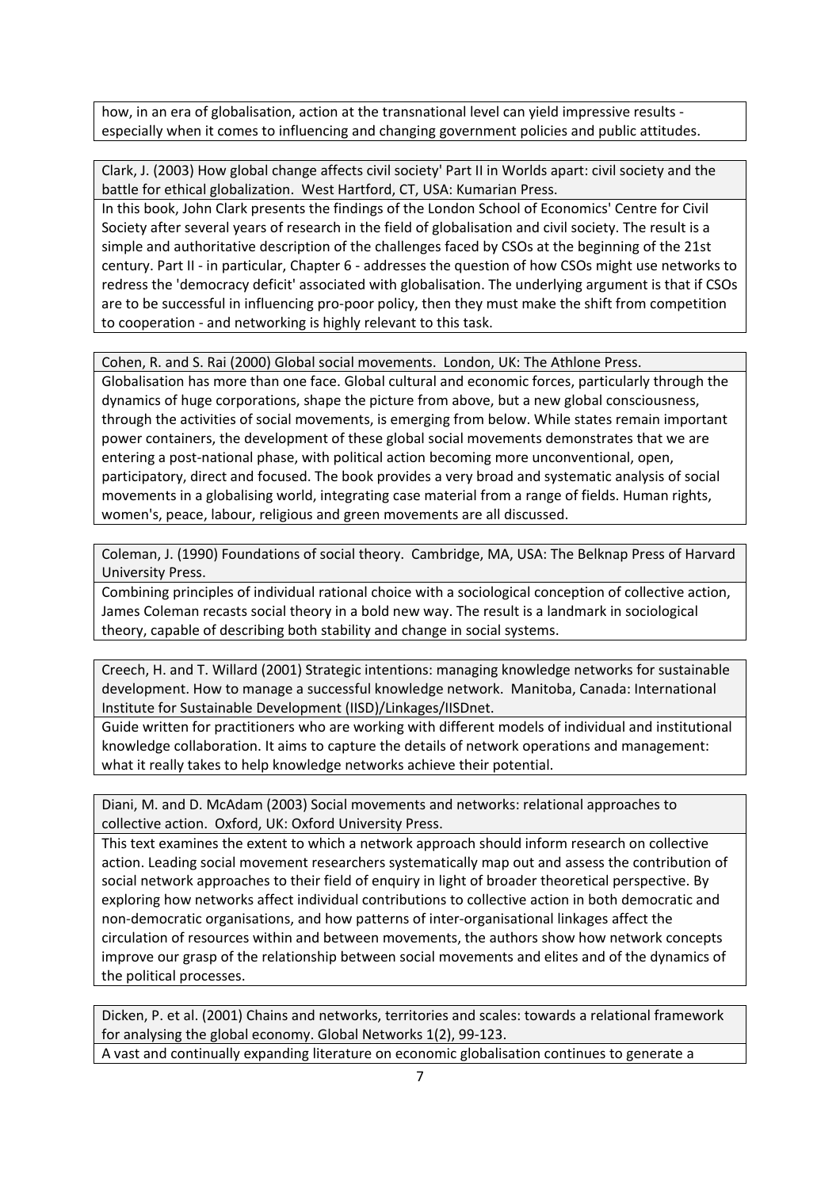how, in an era of globalisation, action at the transnational level can yield impressive results - especially when it comes to influencing and changing government policies and public attitudes.

Clark, J. (2003) How global change affects civil society' Part II in Worlds apart: civil society and the battle for ethical globalization. West Hartford, CT, USA: Kumarian Press.

In this book, John Clark presents the findings of the London School of Economics' Centre for Civil Society after several years of research in the field of globalisation and civil society. The result is a simple and authoritative description of the challenges faced by CSOs at the beginning of the 21st century. Part II - in particular, Chapter 6 - addresses the question of how CSOs might use networks to redress the 'democracy deficit' associated with globalisation. The underlying argument is that if CSOs are to be successful in influencing pro-poor policy, then they must make the shift from competition to cooperation - and networking is highly relevant to this task.

Cohen, R. and S. Rai (2000) Global social movements. London, UK: The Athlone Press.

Globalisation has more than one face. Global cultural and economic forces, particularly through the dynamics of huge corporations, shape the picture from above, but a new global consciousness, through the activities of social movements, is emerging from below. While states remain important power containers, the development of these global social movements demonstrates that we are entering a post-national phase, with political action becoming more unconventional, open, participatory, direct and focused. The book provides a very broad and systematic analysis of social movements in a globalising world, integrating case material from a range of fields. Human rights, women's, peace, labour, religious and green movements are all discussed.

Coleman, J. (1990) Foundations of social theory. Cambridge, MA, USA: The Belknap Press of Harvard University Press.

Combining principles of individual rational choice with a sociological conception of collective action, James Coleman recasts social theory in a bold new way. The result is a landmark in sociological theory, capable of describing both stability and change in social systems.

Creech, H. and T. Willard (2001) Strategic intentions: managing knowledge networks for sustainable development. How to manage a successful knowledge network. Manitoba, Canada: International Institute for Sustainable Development (IISD)/Linkages/IISDnet.

Guide written for practitioners who are working with different models of individual and institutional knowledge collaboration. It aims to capture the details of network operations and management: what it really takes to help knowledge networks achieve their potential.

Diani, M. and D. McAdam (2003) Social movements and networks: relational approaches to collective action. Oxford, UK: Oxford University Press.

This text examines the extent to which a network approach should inform research on collective action. Leading social movement researchers systematically map out and assess the contribution of social network approaches to their field of enquiry in light of broader theoretical perspective. By exploring how networks affect individual contributions to collective action in both democratic and non-democratic organisations, and how patterns of inter-organisational linkages affect the circulation of resources within and between movements, the authors show how network concepts improve our grasp of the relationship between social movements and elites and of the dynamics of the political processes.

Dicken, P. et al. (2001) Chains and networks, territories and scales: towards a relational framework for analysing the global economy. Global Networks 1(2), 99-123.

A vast and continually expanding literature on economic globalisation continues to generate a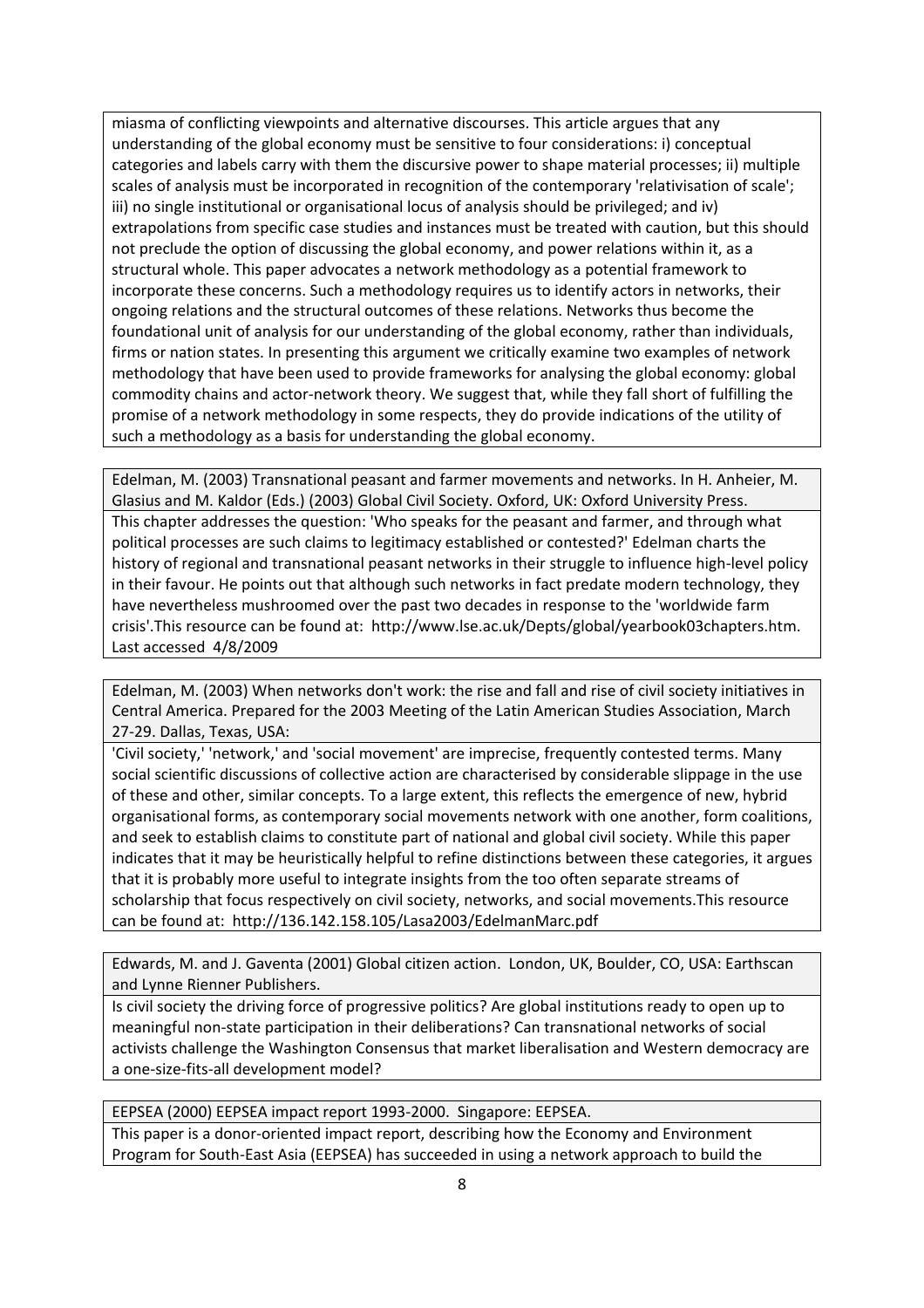miasma of conflicting viewpoints and alternative discourses. This article argues that any understanding of the global economy must be sensitive to four considerations: i) conceptual categories and labels carry with them the discursive power to shape material processes; ii) multiple scales of analysis must be incorporated in recognition of the contemporary 'relativisation of scale'; iii) no single institutional or organisational locus of analysis should be privileged; and iv) extrapolations from specific case studies and instances must be treated with caution, but this should not preclude the option of discussing the global economy, and power relations within it, as a structural whole. This paper advocates a network methodology as a potential framework to incorporate these concerns. Such a methodology requires us to identify actors in networks, their ongoing relations and the structural outcomes of these relations. Networks thus become the foundational unit of analysis for our understanding of the global economy, rather than individuals, firms or nation states. In presenting this argument we critically examine two examples of network methodology that have been used to provide frameworks for analysing the global economy: global commodity chains and actor-network theory. We suggest that, while they fall short of fulfilling the promise of a network methodology in some respects, they do provide indications of the utility of such a methodology as a basis for understanding the global economy.

Edelman, M. (2003) Transnational peasant and farmer movements and networks. In H. Anheier, M. Glasius and M. Kaldor (Eds.) (2003) Global Civil Society. Oxford, UK: Oxford University Press.

This chapter addresses the question: 'Who speaks for the peasant and farmer, and through what political processes are such claims to legitimacy established or contested?' Edelman charts the history of regional and transnational peasant networks in their struggle to influence high-level policy in their favour. He points out that although such networks in fact predate modern technology, they have nevertheless mushroomed over the past two decades in response to the 'worldwide farm crisis'.This resource can be found at: http://www.lse.ac.uk/Depts/global/yearbook03chapters.htm. Last accessed 4/8/2009

Edelman, M. (2003) When networks don't work: the rise and fall and rise of civil society initiatives in Central America. Prepared for the 2003 Meeting of the Latin American Studies Association, March 27-29. Dallas, Texas, USA:

'Civil society,' 'network,' and 'social movement' are imprecise, frequently contested terms. Many social scientific discussions of collective action are characterised by considerable slippage in the use of these and other, similar concepts. To a large extent, this reflects the emergence of new, hybrid organisational forms, as contemporary social movements network with one another, form coalitions, and seek to establish claims to constitute part of national and global civil society. While this paper indicates that it may be heuristically helpful to refine distinctions between these categories, it argues that it is probably more useful to integrate insights from the too often separate streams of scholarship that focus respectively on civil society, networks, and social movements.This resource can be found at: http://136.142.158.105/Lasa2003/EdelmanMarc.pdf

Edwards, M. and J. Gaventa (2001) Global citizen action. London, UK, Boulder, CO, USA: Earthscan and Lynne Rienner Publishers.

Is civil society the driving force of progressive politics? Are global institutions ready to open up to meaningful non-state participation in their deliberations? Can transnational networks of social activists challenge the Washington Consensus that market liberalisation and Western democracy are a one-size-fits-all development model?

EEPSEA (2000) EEPSEA impact report 1993-2000. Singapore: EEPSEA.

This paper is a donor-oriented impact report, describing how the Economy and Environment Program for South-East Asia (EEPSEA) has succeeded in using a network approach to build the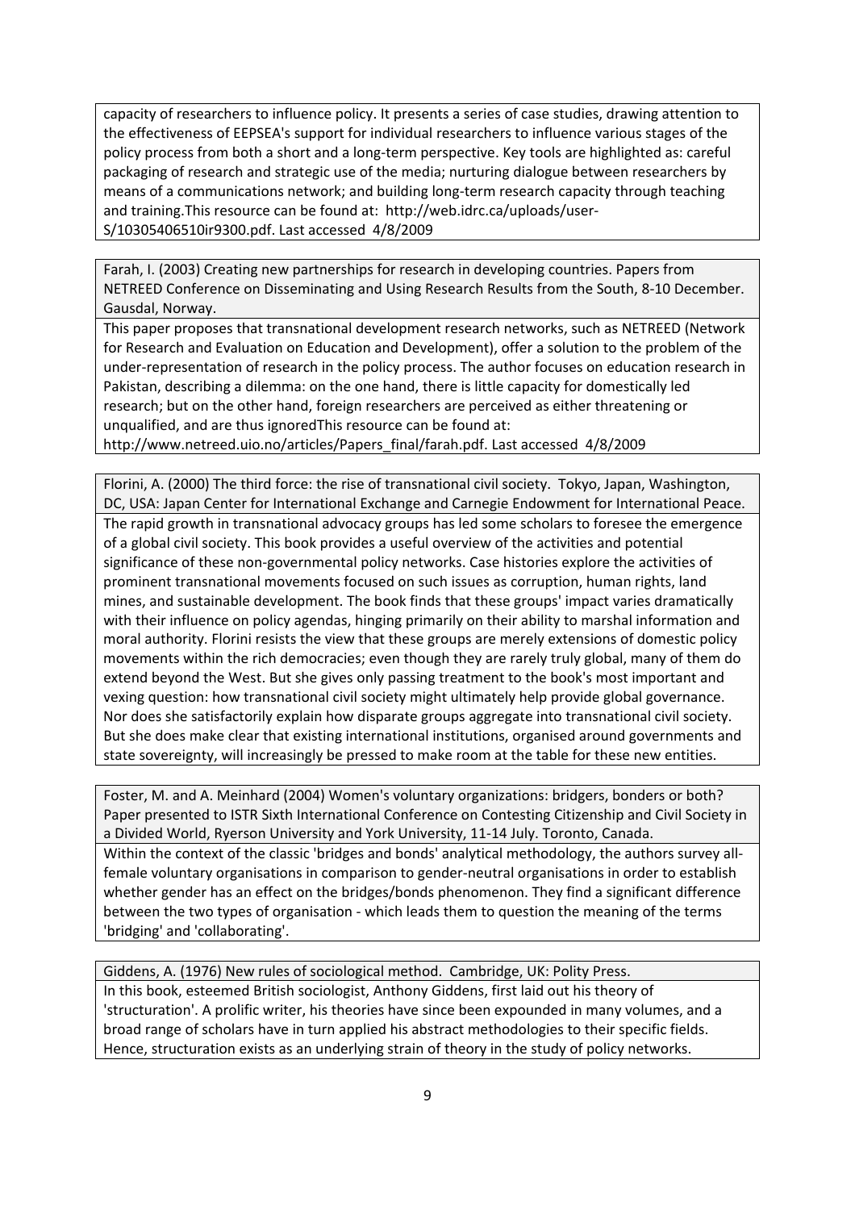capacity of researchers to influence policy. It presents a series of case studies, drawing attention to the effectiveness of EEPSEA's support for individual researchers to influence various stages of the policy process from both a short and a long-term perspective. Key tools are highlighted as: careful packaging of research and strategic use of the media; nurturing dialogue between researchers by means of a communications network; and building long-term research capacity through teaching and training.This resource can be found at: http://web.idrc.ca/uploads/user-S/10305406510ir9300.pdf. Last accessed 4/8/2009

Farah, I. (2003) Creating new partnerships for research in developing countries. Papers from NETREED Conference on Disseminating and Using Research Results from the South, 8-10 December. Gausdal, Norway.

This paper proposes that transnational development research networks, such as NETREED (Network for Research and Evaluation on Education and Development), offer a solution to the problem of the under-representation of research in the policy process. The author focuses on education research in Pakistan, describing a dilemma: on the one hand, there is little capacity for domestically led research; but on the other hand, foreign researchers are perceived as either threatening or unqualified, and are thus ignoredThis resource can be found at: http://www.netreed.uio.no/articles/Papers_final/farah.pdf. Last accessed 4/8/2009

Florini, A. (2000) The third force: the rise of transnational civil society. Tokyo, Japan, Washington, DC, USA: Japan Center for International Exchange and Carnegie Endowment for International Peace.

The rapid growth in transnational advocacy groups has led some scholars to foresee the emergence of a global civil society. This book provides a useful overview of the activities and potential significance of these non-governmental policy networks. Case histories explore the activities of prominent transnational movements focused on such issues as corruption, human rights, land mines, and sustainable development. The book finds that these groups' impact varies dramatically with their influence on policy agendas, hinging primarily on their ability to marshal information and moral authority. Florini resists the view that these groups are merely extensions of domestic policy movements within the rich democracies; even though they are rarely truly global, many of them do extend beyond the West. But she gives only passing treatment to the book's most important and vexing question: how transnational civil society might ultimately help provide global governance. Nor does she satisfactorily explain how disparate groups aggregate into transnational civil society. But she does make clear that existing international institutions, organised around governments and state sovereignty, will increasingly be pressed to make room at the table for these new entities.

Foster, M. and A. Meinhard (2004) Women's voluntary organizations: bridgers, bonders or both? Paper presented to ISTR Sixth International Conference on Contesting Citizenship and Civil Society in a Divided World, Ryerson University and York University, 11-14 July. Toronto, Canada.

Within the context of the classic 'bridges and bonds' analytical methodology, the authors survey all-female voluntary organisations in comparison to gender-neutral organisations in order to establish whether gender has an effect on the bridges/bonds phenomenon. They find a significant difference between the two types of organisation - which leads them to question the meaning of the terms 'bridging' and 'collaborating'.

Giddens, A. (1976) New rules of sociological method. Cambridge, UK: Polity Press.

In this book, esteemed British sociologist, Anthony Giddens, first laid out his theory of 'structuration'. A prolific writer, his theories have since been expounded in many volumes, and a broad range of scholars have in turn applied his abstract methodologies to their specific fields. Hence, structuration exists as an underlying strain of theory in the study of policy networks.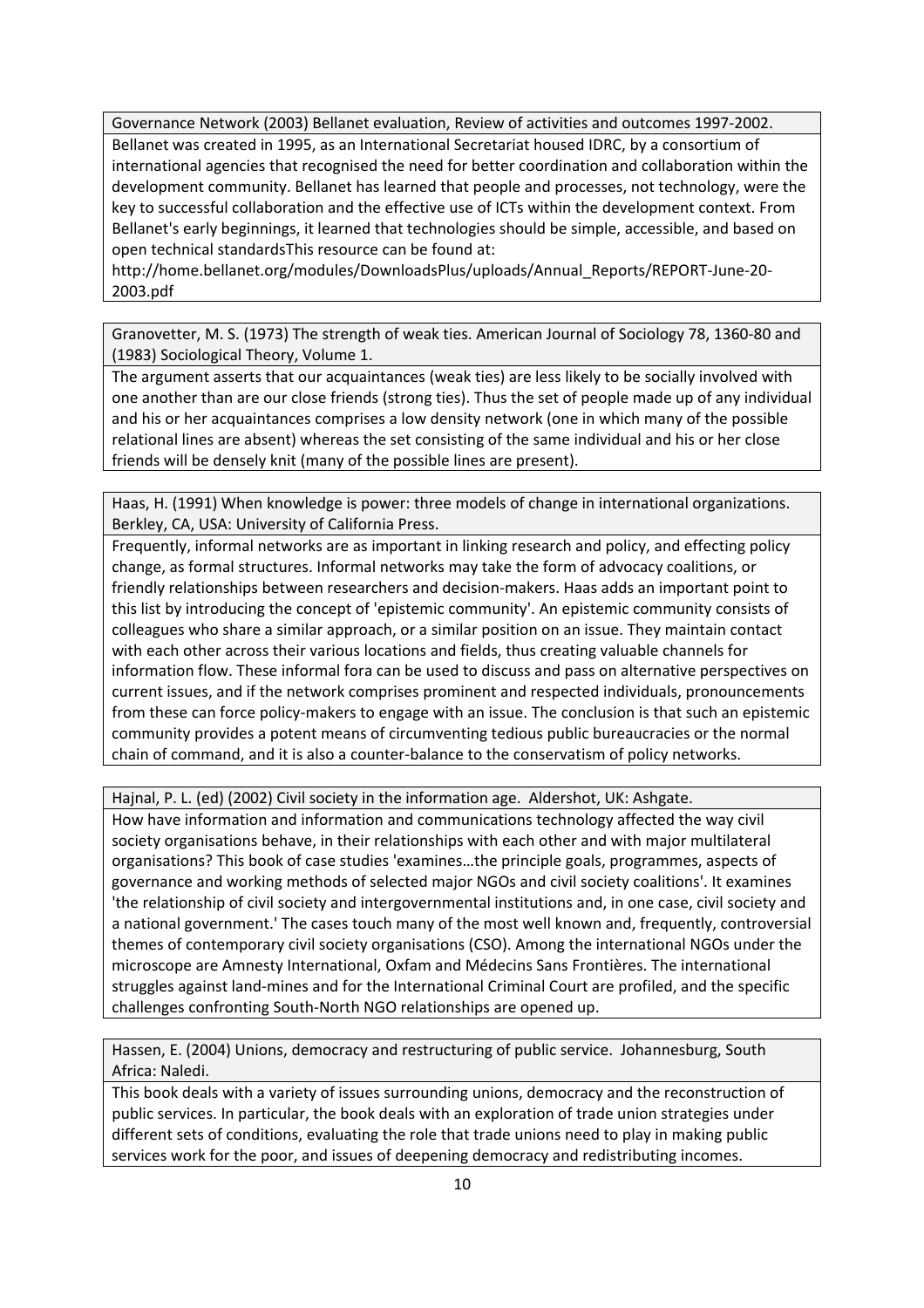Governance Network (2003) Bellanet evaluation, Review of activities and outcomes 1997-2002.

Bellanet was created in 1995, as an International Secretariat housed IDRC, by a consortium of international agencies that recognised the need for better coordination and collaboration within the development community. Bellanet has learned that people and processes, not technology, were the key to successful collaboration and the effective use of ICTs within the development context. From Bellanet's early beginnings, it learned that technologies should be simple, accessible, and based on open technical standardsThis resource can be found at: http://home.bellanet.org/modules/DownloadsPlus/uploads/Annual_Reports/REPORT-June-20-2003.pdf

Granovetter, M. S. (1973) The strength of weak ties. American Journal of Sociology 78, 1360-80 and (1983) Sociological Theory, Volume 1.

The argument asserts that our acquaintances (weak ties) are less likely to be socially involved with one another than are our close friends (strong ties). Thus the set of people made up of any individual and his or her acquaintances comprises a low density network (one in which many of the possible relational lines are absent) whereas the set consisting of the same individual and his or her close friends will be densely knit (many of the possible lines are present).

Haas, H. (1991) When knowledge is power: three models of change in international organizations. Berkley, CA, USA: University of California Press.

Frequently, informal networks are as important in linking research and policy, and effecting policy change, as formal structures. Informal networks may take the form of advocacy coalitions, or friendly relationships between researchers and decision-makers. Haas adds an important point to this list by introducing the concept of 'epistemic community'. An epistemic community consists of colleagues who share a similar approach, or a similar position on an issue. They maintain contact with each other across their various locations and fields, thus creating valuable channels for information flow. These informal fora can be used to discuss and pass on alternative perspectives on current issues, and if the network comprises prominent and respected individuals, pronouncements from these can force policy-makers to engage with an issue. The conclusion is that such an epistemic community provides a potent means of circumventing tedious public bureaucracies or the normal chain of command, and it is also a counter-balance to the conservatism of policy networks.

Hajnal, P. L. (ed) (2002) Civil society in the information age. Aldershot, UK: Ashgate.

How have information and information and communications technology affected the way civil society organisations behave, in their relationships with each other and with major multilateral organisations? This book of case studies 'examines…the principle goals, programmes, aspects of governance and working methods of selected major NGOs and civil society coalitions'. It examines 'the relationship of civil society and intergovernmental institutions and, in one case, civil society and a national government.' The cases touch many of the most well known and, frequently, controversial themes of contemporary civil society organisations (CSO). Among the international NGOs under the microscope are Amnesty International, Oxfam and Médecins Sans Frontières. The international struggles against land-mines and for the International Criminal Court are profiled, and the specific challenges confronting South-North NGO relationships are opened up.

Hassen, E. (2004) Unions, democracy and restructuring of public service. Johannesburg, South Africa: Naledi.

This book deals with a variety of issues surrounding unions, democracy and the reconstruction of public services. In particular, the book deals with an exploration of trade union strategies under different sets of conditions, evaluating the role that trade unions need to play in making public services work for the poor, and issues of deepening democracy and redistributing incomes.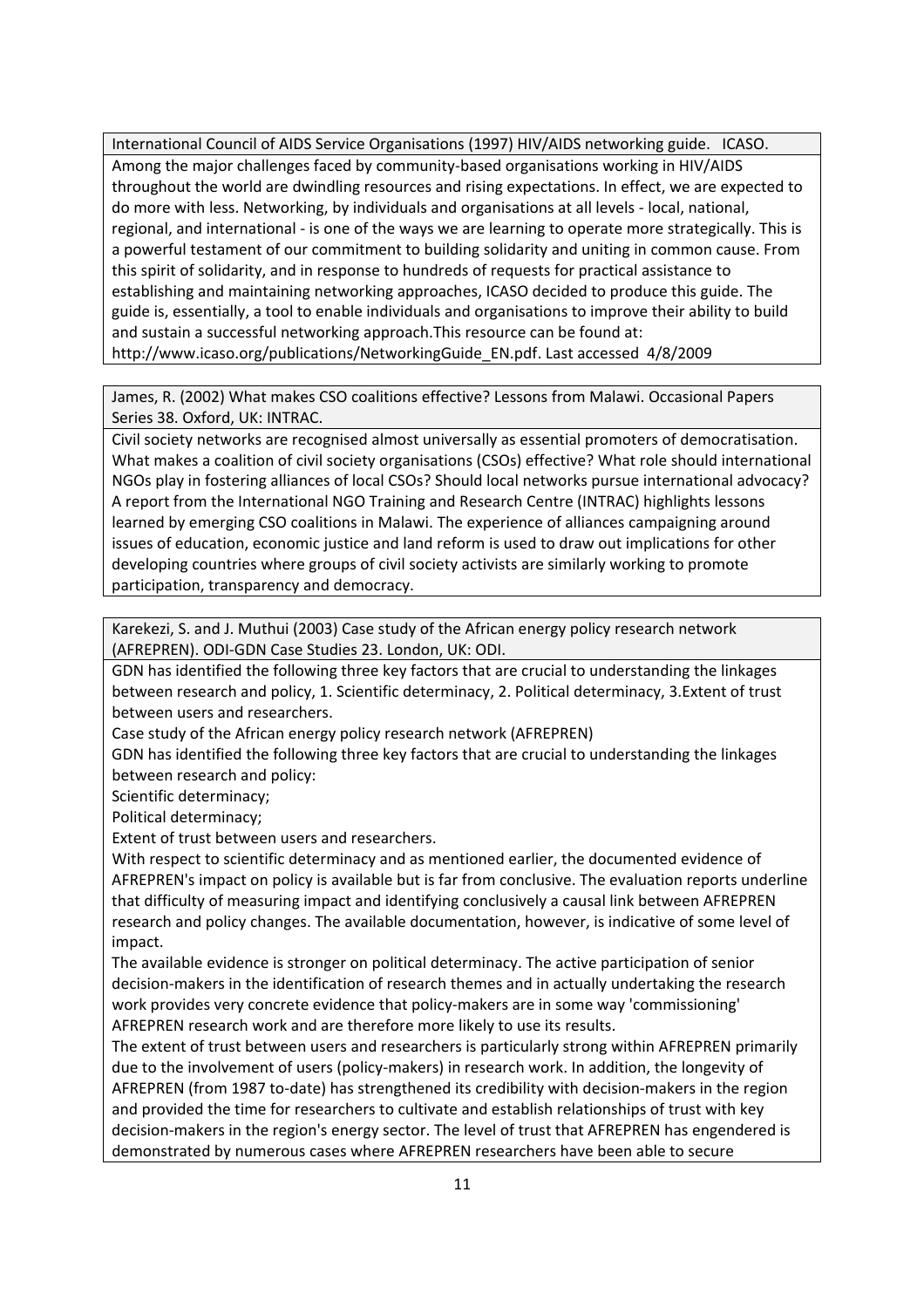International Council of AIDS Service Organisations (1997) HIV/AIDS networking guide. ICASO.

Among the major challenges faced by community-based organisations working in HIV/AIDS throughout the world are dwindling resources and rising expectations. In effect, we are expected to do more with less. Networking, by individuals and organisations at all levels - local, national, regional, and international - is one of the ways we are learning to operate more strategically. This is a powerful testament of our commitment to building solidarity and uniting in common cause. From this spirit of solidarity, and in response to hundreds of requests for practical assistance to establishing and maintaining networking approaches, ICASO decided to produce this guide. The guide is, essentially, a tool to enable individuals and organisations to improve their ability to build and sustain a successful networking approach.This resource can be found at: http://www.icaso.org/publications/NetworkingGuide_EN.pdf. Last accessed 4/8/2009

James, R. (2002) What makes CSO coalitions effective? Lessons from Malawi. Occasional Papers Series 38. Oxford, UK: INTRAC.

Civil society networks are recognised almost universally as essential promoters of democratisation. What makes a coalition of civil society organisations (CSOs) effective? What role should international NGOs play in fostering alliances of local CSOs? Should local networks pursue international advocacy? A report from the International NGO Training and Research Centre (INTRAC) highlights lessons learned by emerging CSO coalitions in Malawi. The experience of alliances campaigning around issues of education, economic justice and land reform is used to draw out implications for other developing countries where groups of civil society activists are similarly working to promote participation, transparency and democracy.

Karekezi, S. and J. Muthui (2003) Case study of the African energy policy research network (AFREPREN). ODI-GDN Case Studies 23. London, UK: ODI.

GDN has identified the following three key factors that are crucial to understanding the linkages between research and policy, 1. Scientific determinacy, 2. Political determinacy, 3.Extent of trust between users and researchers.

Case study of the African energy policy research network (AFREPREN)

GDN has identified the following three key factors that are crucial to understanding the linkages between research and policy:

Scientific determinacy;

Political determinacy;

Extent of trust between users and researchers.

With respect to scientific determinacy and as mentioned earlier, the documented evidence of AFREPREN's impact on policy is available but is far from conclusive. The evaluation reports underline that difficulty of measuring impact and identifying conclusively a causal link between AFREPREN research and policy changes. The available documentation, however, is indicative of some level of impact.

The available evidence is stronger on political determinacy. The active participation of senior decision-makers in the identification of research themes and in actually undertaking the research work provides very concrete evidence that policy-makers are in some way 'commissioning' AFREPREN research work and are therefore more likely to use its results.

The extent of trust between users and researchers is particularly strong within AFREPREN primarily due to the involvement of users (policy-makers) in research work. In addition, the longevity of AFREPREN (from 1987 to-date) has strengthened its credibility with decision-makers in the region and provided the time for researchers to cultivate and establish relationships of trust with key decision-makers in the region's energy sector. The level of trust that AFREPREN has engendered is demonstrated by numerous cases where AFREPREN researchers have been able to secure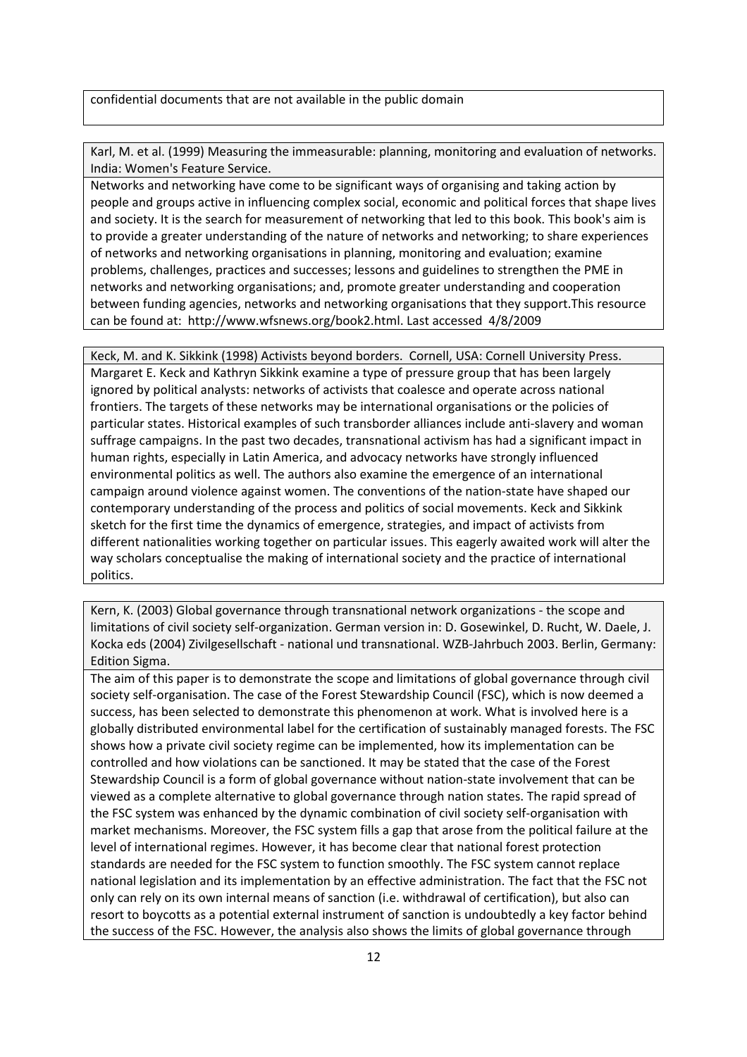confidential documents that are not available in the public domain

Karl, M. et al. (1999) Measuring the immeasurable: planning, monitoring and evaluation of networks. India: Women's Feature Service.

Networks and networking have come to be significant ways of organising and taking action by people and groups active in influencing complex social, economic and political forces that shape lives and society. It is the search for measurement of networking that led to this book. This book's aim is to provide a greater understanding of the nature of networks and networking; to share experiences of networks and networking organisations in planning, monitoring and evaluation; examine problems, challenges, practices and successes; lessons and guidelines to strengthen the PME in networks and networking organisations; and, promote greater understanding and cooperation between funding agencies, networks and networking organisations that they support.This resource can be found at: http://www.wfsnews.org/book2.html. Last accessed 4/8/2009

Keck, M. and K. Sikkink (1998) Activists beyond borders. Cornell, USA: Cornell University Press.

Margaret E. Keck and Kathryn Sikkink examine a type of pressure group that has been largely ignored by political analysts: networks of activists that coalesce and operate across national frontiers. The targets of these networks may be international organisations or the policies of particular states. Historical examples of such transborder alliances include anti-slavery and woman suffrage campaigns. In the past two decades, transnational activism has had a significant impact in human rights, especially in Latin America, and advocacy networks have strongly influenced environmental politics as well. The authors also examine the emergence of an international campaign around violence against women. The conventions of the nation-state have shaped our contemporary understanding of the process and politics of social movements. Keck and Sikkink sketch for the first time the dynamics of emergence, strategies, and impact of activists from different nationalities working together on particular issues. This eagerly awaited work will alter the way scholars conceptualise the making of international society and the practice of international politics.

Kern, K. (2003) Global governance through transnational network organizations - the scope and limitations of civil society self-organization. German version in: D. Gosewinkel, D. Rucht, W. Daele, J. Kocka eds (2004) Zivilgesellschaft - national und transnational. WZB-Jahrbuch 2003. Berlin, Germany: Edition Sigma.

The aim of this paper is to demonstrate the scope and limitations of global governance through civil society self-organisation. The case of the Forest Stewardship Council (FSC), which is now deemed a success, has been selected to demonstrate this phenomenon at work. What is involved here is a globally distributed environmental label for the certification of sustainably managed forests. The FSC shows how a private civil society regime can be implemented, how its implementation can be controlled and how violations can be sanctioned. It may be stated that the case of the Forest Stewardship Council is a form of global governance without nation-state involvement that can be viewed as a complete alternative to global governance through nation states. The rapid spread of the FSC system was enhanced by the dynamic combination of civil society self-organisation with market mechanisms. Moreover, the FSC system fills a gap that arose from the political failure at the level of international regimes. However, it has become clear that national forest protection standards are needed for the FSC system to function smoothly. The FSC system cannot replace national legislation and its implementation by an effective administration. The fact that the FSC not only can rely on its own internal means of sanction (i.e. withdrawal of certification), but also can resort to boycotts as a potential external instrument of sanction is undoubtedly a key factor behind the success of the FSC. However, the analysis also shows the limits of global governance through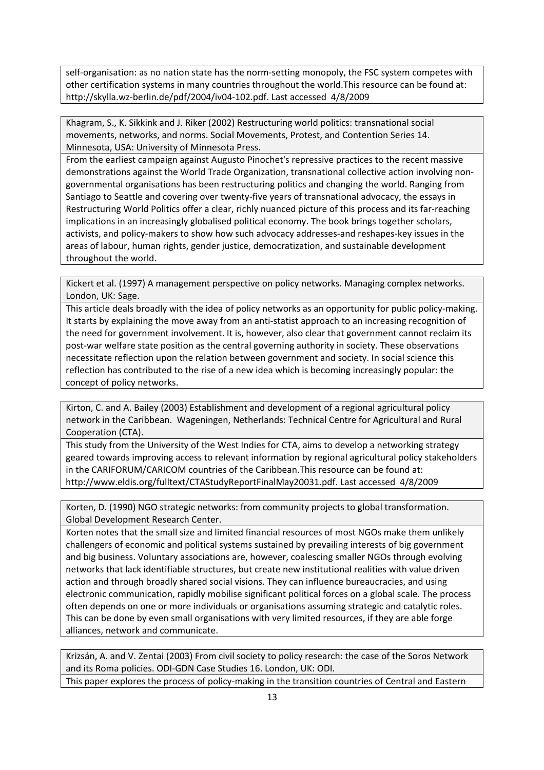self-organisation: as no nation state has the norm-setting monopoly, the FSC system competes with other certification systems in many countries throughout the world.This resource can be found at: http://skylla.wz-berlin.de/pdf/2004/iv04-102.pdf. Last accessed 4/8/2009

Khagram, S., K. Sikkink and J. Riker (2002) Restructuring world politics: transnational social movements, networks, and norms. Social Movements, Protest, and Contention Series 14. Minnesota, USA: University of Minnesota Press.

From the earliest campaign against Augusto Pinochet's repressive practices to the recent massive demonstrations against the World Trade Organization, transnational collective action involving non-governmental organisations has been restructuring politics and changing the world. Ranging from Santiago to Seattle and covering over twenty-five years of transnational advocacy, the essays in Restructuring World Politics offer a clear, richly nuanced picture of this process and its far-reaching implications in an increasingly globalised political economy. The book brings together scholars, activists, and policy-makers to show how such advocacy addresses-and reshapes-key issues in the areas of labour, human rights, gender justice, democratization, and sustainable development throughout the world.

Kickert et al. (1997) A management perspective on policy networks. Managing complex networks. London, UK: Sage.

This article deals broadly with the idea of policy networks as an opportunity for public policy-making. It starts by explaining the move away from an anti-statist approach to an increasing recognition of the need for government involvement. It is, however, also clear that government cannot reclaim its post-war welfare state position as the central governing authority in society. These observations necessitate reflection upon the relation between government and society. In social science this reflection has contributed to the rise of a new idea which is becoming increasingly popular: the concept of policy networks.

Kirton, C. and A. Bailey (2003) Establishment and development of a regional agricultural policy network in the Caribbean. Wageningen, Netherlands: Technical Centre for Agricultural and Rural Cooperation (CTA).

This study from the University of the West Indies for CTA, aims to develop a networking strategy geared towards improving access to relevant information by regional agricultural policy stakeholders in the CARIFORUM/CARICOM countries of the Caribbean.This resource can be found at: http://www.eldis.org/fulltext/CTAStudyReportFinalMay20031.pdf. Last accessed 4/8/2009

Korten, D. (1990) NGO strategic networks: from community projects to global transformation. Global Development Research Center.

Korten notes that the small size and limited financial resources of most NGOs make them unlikely challengers of economic and political systems sustained by prevailing interests of big government and big business. Voluntary associations are, however, coalescing smaller NGOs through evolving networks that lack identifiable structures, but create new institutional realities with value driven action and through broadly shared social visions. They can influence bureaucracies, and using electronic communication, rapidly mobilise significant political forces on a global scale. The process often depends on one or more individuals or organisations assuming strategic and catalytic roles. This can be done by even small organisations with very limited resources, if they are able forge alliances, network and communicate.

Krizsán, A. and V. Zentai (2003) From civil society to policy research: the case of the Soros Network and its Roma policies. ODI-GDN Case Studies 16. London, UK: ODI.

This paper explores the process of policy-making in the transition countries of Central and Eastern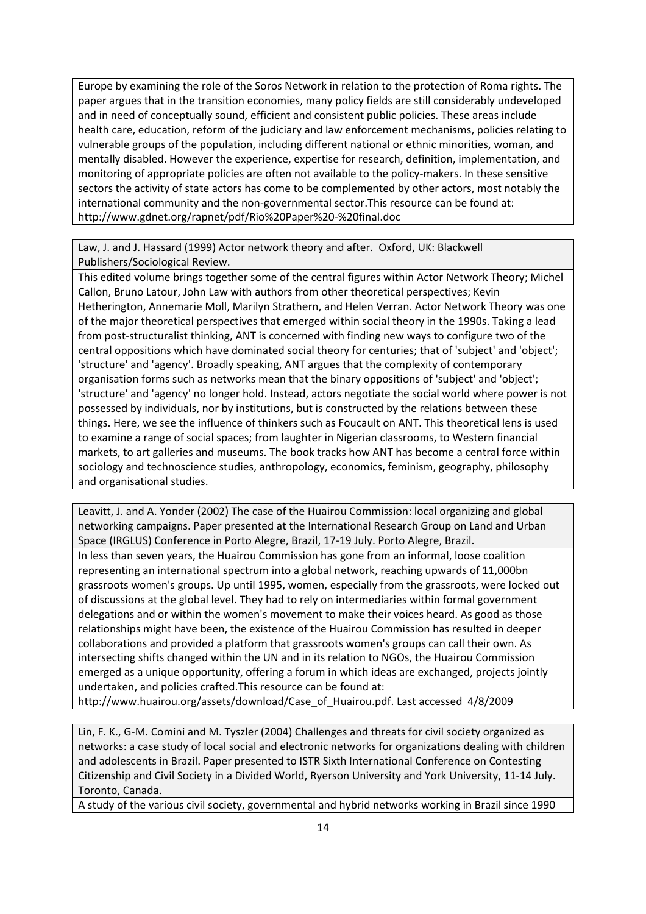Europe by examining the role of the Soros Network in relation to the protection of Roma rights. The paper argues that in the transition economies, many policy fields are still considerably undeveloped and in need of conceptually sound, efficient and consistent public policies. These areas include health care, education, reform of the judiciary and law enforcement mechanisms, policies relating to vulnerable groups of the population, including different national or ethnic minorities, woman, and mentally disabled. However the experience, expertise for research, definition, implementation, and monitoring of appropriate policies are often not available to the policy-makers. In these sensitive sectors the activity of state actors has come to be complemented by other actors, most notably the international community and the non-governmental sector.This resource can be found at: http://www.gdnet.org/rapnet/pdf/Rio%20Paper%20-%20final.doc

Law, J. and J. Hassard (1999) Actor network theory and after. Oxford, UK: Blackwell Publishers/Sociological Review.

This edited volume brings together some of the central figures within Actor Network Theory; Michel Callon, Bruno Latour, John Law with authors from other theoretical perspectives; Kevin Hetherington, Annemarie Moll, Marilyn Strathern, and Helen Verran. Actor Network Theory was one of the major theoretical perspectives that emerged within social theory in the 1990s. Taking a lead from post-structuralist thinking, ANT is concerned with finding new ways to configure two of the central oppositions which have dominated social theory for centuries; that of 'subject' and 'object'; 'structure' and 'agency'. Broadly speaking, ANT argues that the complexity of contemporary organisation forms such as networks mean that the binary oppositions of 'subject' and 'object'; 'structure' and 'agency' no longer hold. Instead, actors negotiate the social world where power is not possessed by individuals, nor by institutions, but is constructed by the relations between these things. Here, we see the influence of thinkers such as Foucault on ANT. This theoretical lens is used to examine a range of social spaces; from laughter in Nigerian classrooms, to Western financial markets, to art galleries and museums. The book tracks how ANT has become a central force within sociology and technoscience studies, anthropology, economics, feminism, geography, philosophy and organisational studies.

Leavitt, J. and A. Yonder (2002) The case of the Huairou Commission: local organizing and global networking campaigns. Paper presented at the International Research Group on Land and Urban Space (IRGLUS) Conference in Porto Alegre, Brazil, 17-19 July. Porto Alegre, Brazil.

In less than seven years, the Huairou Commission has gone from an informal, loose coalition representing an international spectrum into a global network, reaching upwards of 11,000bn grassroots women's groups. Up until 1995, women, especially from the grassroots, were locked out of discussions at the global level. They had to rely on intermediaries within formal government delegations and or within the women's movement to make their voices heard. As good as those relationships might have been, the existence of the Huairou Commission has resulted in deeper collaborations and provided a platform that grassroots women's groups can call their own. As intersecting shifts changed within the UN and in its relation to NGOs, the Huairou Commission emerged as a unique opportunity, offering a forum in which ideas are exchanged, projects jointly undertaken, and policies crafted.This resource can be found at: http://www.huairou.org/assets/download/Case_of_Huairou.pdf. Last accessed 4/8/2009

Lin, F. K., G-M. Comini and M. Tyszler (2004) Challenges and threats for civil society organized as networks: a case study of local social and electronic networks for organizations dealing with children and adolescents in Brazil. Paper presented to ISTR Sixth International Conference on Contesting Citizenship and Civil Society in a Divided World, Ryerson University and York University, 11-14 July. Toronto, Canada.

A study of the various civil society, governmental and hybrid networks working in Brazil since 1990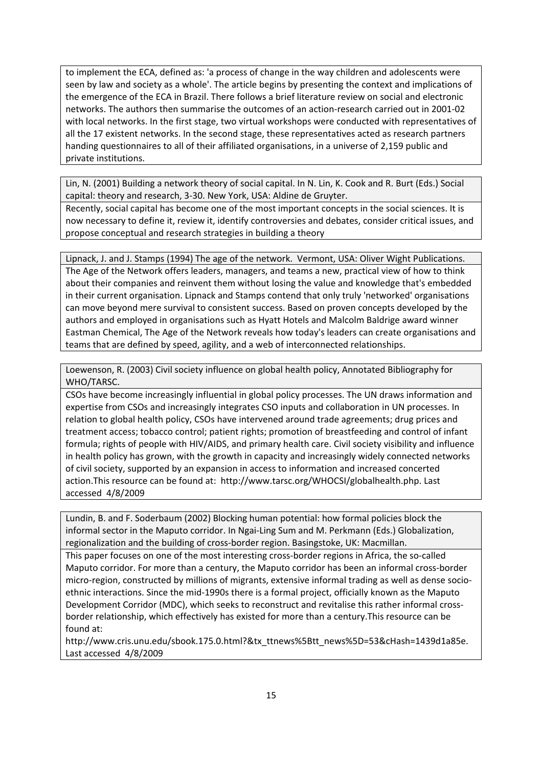to implement the ECA, defined as: 'a process of change in the way children and adolescents were seen by law and society as a whole'. The article begins by presenting the context and implications of the emergence of the ECA in Brazil. There follows a brief literature review on social and electronic networks. The authors then summarise the outcomes of an action-research carried out in 2001-02 with local networks. In the first stage, two virtual workshops were conducted with representatives of all the 17 existent networks. In the second stage, these representatives acted as research partners handing questionnaires to all of their affiliated organisations, in a universe of 2,159 public and private institutions.

Lin, N. (2001) Building a network theory of social capital. In N. Lin, K. Cook and R. Burt (Eds.) Social capital: theory and research, 3-30. New York, USA: Aldine de Gruyter.

Recently, social capital has become one of the most important concepts in the social sciences. It is now necessary to define it, review it, identify controversies and debates, consider critical issues, and propose conceptual and research strategies in building a theory

Lipnack, J. and J. Stamps (1994) The age of the network. Vermont, USA: Oliver Wight Publications.

The Age of the Network offers leaders, managers, and teams a new, practical view of how to think about their companies and reinvent them without losing the value and knowledge that's embedded in their current organisation. Lipnack and Stamps contend that only truly 'networked' organisations can move beyond mere survival to consistent success. Based on proven concepts developed by the authors and employed in organisations such as Hyatt Hotels and Malcolm Baldrige award winner Eastman Chemical, The Age of the Network reveals how today's leaders can create organisations and teams that are defined by speed, agility, and a web of interconnected relationships.

Loewenson, R. (2003) Civil society influence on global health policy, Annotated Bibliography for WHO/TARSC.

CSOs have become increasingly influential in global policy processes. The UN draws information and expertise from CSOs and increasingly integrates CSO inputs and collaboration in UN processes. In relation to global health policy, CSOs have intervened around trade agreements; drug prices and treatment access; tobacco control; patient rights; promotion of breastfeeding and control of infant formula; rights of people with HIV/AIDS, and primary health care. Civil society visibility and influence in health policy has grown, with the growth in capacity and increasingly widely connected networks of civil society, supported by an expansion in access to information and increased concerted action.This resource can be found at: http://www.tarsc.org/WHOCSI/globalhealth.php. Last accessed 4/8/2009

Lundin, B. and F. Soderbaum (2002) Blocking human potential: how formal policies block the informal sector in the Maputo corridor. In Ngai-Ling Sum and M. Perkmann (Eds.) Globalization, regionalization and the building of cross-border region. Basingstoke, UK: Macmillan.

This paper focuses on one of the most interesting cross-border regions in Africa, the so-called Maputo corridor. For more than a century, the Maputo corridor has been an informal cross-border micro-region, constructed by millions of migrants, extensive informal trading as well as dense socio-ethnic interactions. Since the mid-1990s there is a formal project, officially known as the Maputo Development Corridor (MDC), which seeks to reconstruct and revitalise this rather informal cross-border relationship, which effectively has existed for more than a century.This resource can be found at:
http://www.cris.unu.edu/sbook.175.0.html?&tx_ttnews%5Btt_news%5D=53&cHash=1439d1a85e. Last accessed 4/8/2009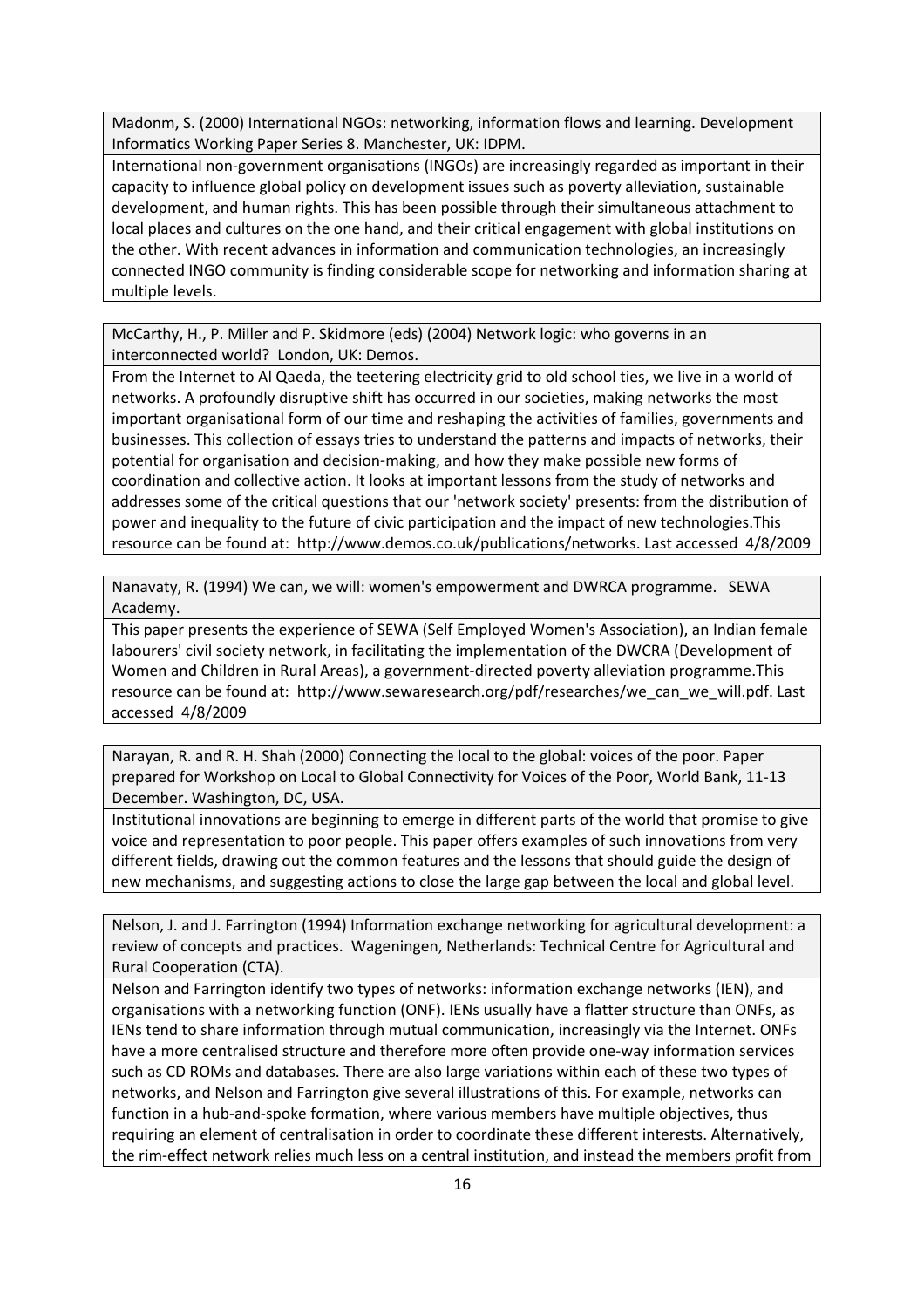Madonm, S. (2000) International NGOs: networking, information flows and learning. Development Informatics Working Paper Series 8. Manchester, UK: IDPM.

International non-government organisations (INGOs) are increasingly regarded as important in their capacity to influence global policy on development issues such as poverty alleviation, sustainable development, and human rights. This has been possible through their simultaneous attachment to local places and cultures on the one hand, and their critical engagement with global institutions on the other. With recent advances in information and communication technologies, an increasingly connected INGO community is finding considerable scope for networking and information sharing at multiple levels.

McCarthy, H., P. Miller and P. Skidmore (eds) (2004) Network logic: who governs in an interconnected world? London, UK: Demos.

From the Internet to Al Qaeda, the teetering electricity grid to old school ties, we live in a world of networks. A profoundly disruptive shift has occurred in our societies, making networks the most important organisational form of our time and reshaping the activities of families, governments and businesses. This collection of essays tries to understand the patterns and impacts of networks, their potential for organisation and decision-making, and how they make possible new forms of coordination and collective action. It looks at important lessons from the study of networks and addresses some of the critical questions that our 'network society' presents: from the distribution of power and inequality to the future of civic participation and the impact of new technologies.This resource can be found at: http://www.demos.co.uk/publications/networks. Last accessed 4/8/2009

Nanavaty, R. (1994) We can, we will: women's empowerment and DWRCA programme. SEWA Academy.

This paper presents the experience of SEWA (Self Employed Women's Association), an Indian female labourers' civil society network, in facilitating the implementation of the DWCRA (Development of Women and Children in Rural Areas), a government-directed poverty alleviation programme.This resource can be found at: http://www.sewaresearch.org/pdf/researches/we_can_we_will.pdf. Last accessed 4/8/2009

Narayan, R. and R. H. Shah (2000) Connecting the local to the global: voices of the poor. Paper prepared for Workshop on Local to Global Connectivity for Voices of the Poor, World Bank, 11-13 December. Washington, DC, USA.

Institutional innovations are beginning to emerge in different parts of the world that promise to give voice and representation to poor people. This paper offers examples of such innovations from very different fields, drawing out the common features and the lessons that should guide the design of new mechanisms, and suggesting actions to close the large gap between the local and global level.

Nelson, J. and J. Farrington (1994) Information exchange networking for agricultural development: a review of concepts and practices. Wageningen, Netherlands: Technical Centre for Agricultural and Rural Cooperation (CTA).

Nelson and Farrington identify two types of networks: information exchange networks (IEN), and organisations with a networking function (ONF). IENs usually have a flatter structure than ONFs, as IENs tend to share information through mutual communication, increasingly via the Internet. ONFs have a more centralised structure and therefore more often provide one-way information services such as CD ROMs and databases. There are also large variations within each of these two types of networks, and Nelson and Farrington give several illustrations of this. For example, networks can function in a hub-and-spoke formation, where various members have multiple objectives, thus requiring an element of centralisation in order to coordinate these different interests. Alternatively, the rim-effect network relies much less on a central institution, and instead the members profit from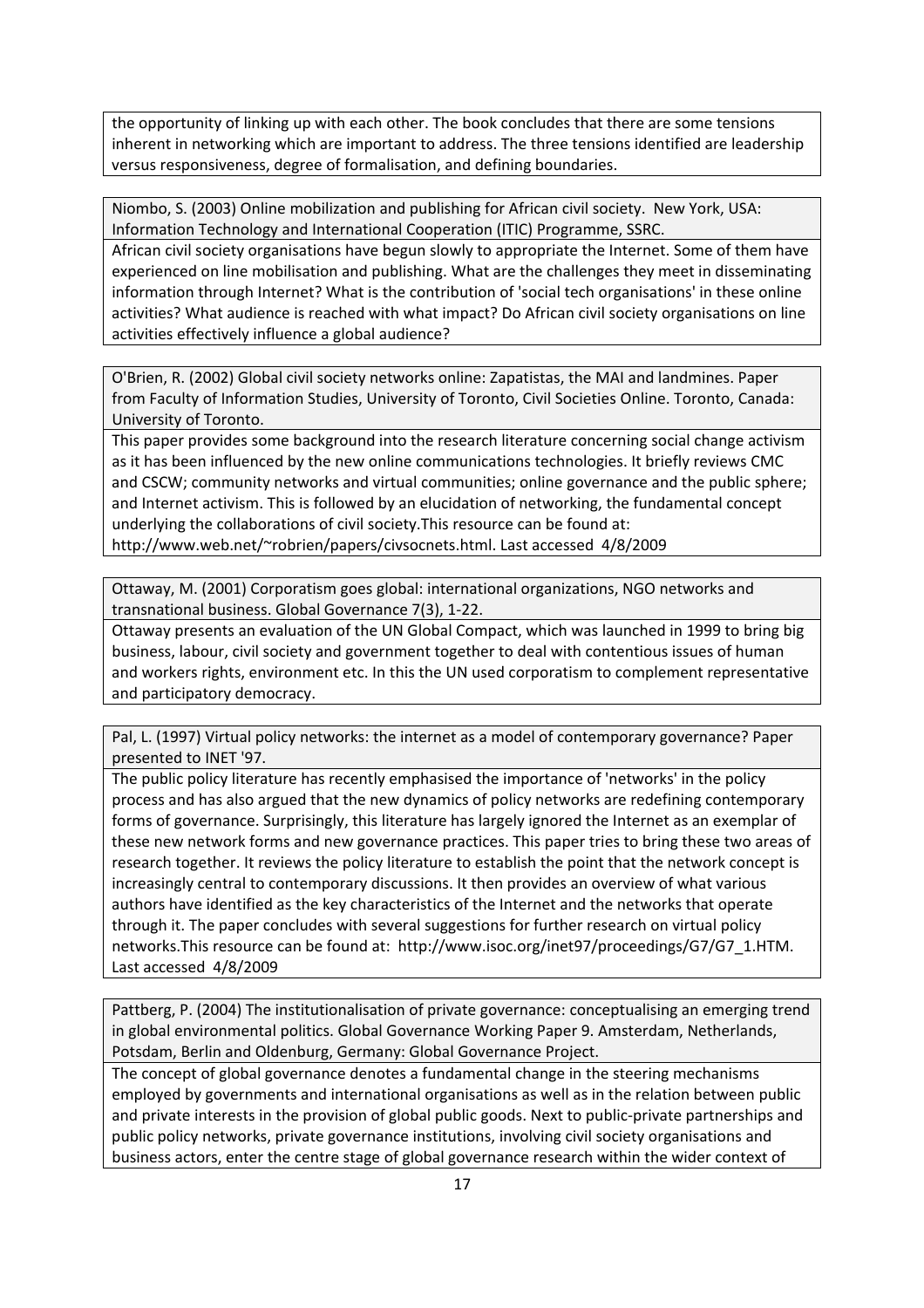the opportunity of linking up with each other. The book concludes that there are some tensions inherent in networking which are important to address. The three tensions identified are leadership versus responsiveness, degree of formalisation, and defining boundaries.

Niombo, S. (2003) Online mobilization and publishing for African civil society. New York, USA: Information Technology and International Cooperation (ITIC) Programme, SSRC.

African civil society organisations have begun slowly to appropriate the Internet. Some of them have experienced on line mobilisation and publishing. What are the challenges they meet in disseminating information through Internet? What is the contribution of 'social tech organisations' in these online activities? What audience is reached with what impact? Do African civil society organisations on line activities effectively influence a global audience?

O'Brien, R. (2002) Global civil society networks online: Zapatistas, the MAI and landmines. Paper from Faculty of Information Studies, University of Toronto, Civil Societies Online. Toronto, Canada: University of Toronto.

This paper provides some background into the research literature concerning social change activism as it has been influenced by the new online communications technologies. It briefly reviews CMC and CSCW; community networks and virtual communities; online governance and the public sphere; and Internet activism. This is followed by an elucidation of networking, the fundamental concept underlying the collaborations of civil society.This resource can be found at: http://www.web.net/~robrien/papers/civsocnets.html. Last accessed 4/8/2009

Ottaway, M. (2001) Corporatism goes global: international organizations, NGO networks and transnational business. Global Governance 7(3), 1-22.

Ottaway presents an evaluation of the UN Global Compact, which was launched in 1999 to bring big business, labour, civil society and government together to deal with contentious issues of human and workers rights, environment etc. In this the UN used corporatism to complement representative and participatory democracy.

Pal, L. (1997) Virtual policy networks: the internet as a model of contemporary governance? Paper presented to INET '97.

The public policy literature has recently emphasised the importance of 'networks' in the policy process and has also argued that the new dynamics of policy networks are redefining contemporary forms of governance. Surprisingly, this literature has largely ignored the Internet as an exemplar of these new network forms and new governance practices. This paper tries to bring these two areas of research together. It reviews the policy literature to establish the point that the network concept is increasingly central to contemporary discussions. It then provides an overview of what various authors have identified as the key characteristics of the Internet and the networks that operate through it. The paper concludes with several suggestions for further research on virtual policy networks.This resource can be found at: http://www.isoc.org/inet97/proceedings/G7/G7_1.HTM. Last accessed 4/8/2009

Pattberg, P. (2004) The institutionalisation of private governance: conceptualising an emerging trend in global environmental politics. Global Governance Working Paper 9. Amsterdam, Netherlands, Potsdam, Berlin and Oldenburg, Germany: Global Governance Project.

The concept of global governance denotes a fundamental change in the steering mechanisms employed by governments and international organisations as well as in the relation between public and private interests in the provision of global public goods. Next to public-private partnerships and public policy networks, private governance institutions, involving civil society organisations and business actors, enter the centre stage of global governance research within the wider context of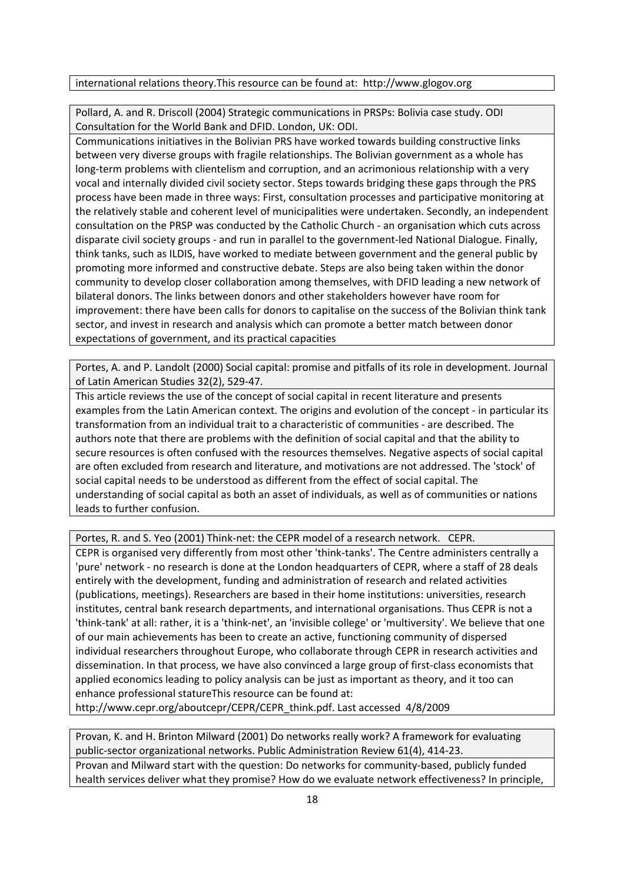international relations theory.This resource can be found at: http://www.glogov.org

Pollard, A. and R. Driscoll (2004) Strategic communications in PRSPs: Bolivia case study. ODI Consultation for the World Bank and DFID. London, UK: ODI.

Communications initiatives in the Bolivian PRS have worked towards building constructive links between very diverse groups with fragile relationships. The Bolivian government as a whole has long-term problems with clientelism and corruption, and an acrimonious relationship with a very vocal and internally divided civil society sector. Steps towards bridging these gaps through the PRS process have been made in three ways: First, consultation processes and participative monitoring at the relatively stable and coherent level of municipalities were undertaken. Secondly, an independent consultation on the PRSP was conducted by the Catholic Church - an organisation which cuts across disparate civil society groups - and run in parallel to the government-led National Dialogue. Finally, think tanks, such as ILDIS, have worked to mediate between government and the general public by promoting more informed and constructive debate. Steps are also being taken within the donor community to develop closer collaboration among themselves, with DFID leading a new network of bilateral donors. The links between donors and other stakeholders however have room for improvement: there have been calls for donors to capitalise on the success of the Bolivian think tank sector, and invest in research and analysis which can promote a better match between donor expectations of government, and its practical capacities

Portes, A. and P. Landolt (2000) Social capital: promise and pitfalls of its role in development. Journal of Latin American Studies 32(2), 529-47.

This article reviews the use of the concept of social capital in recent literature and presents examples from the Latin American context. The origins and evolution of the concept - in particular its transformation from an individual trait to a characteristic of communities - are described. The authors note that there are problems with the definition of social capital and that the ability to secure resources is often confused with the resources themselves. Negative aspects of social capital are often excluded from research and literature, and motivations are not addressed. The 'stock' of social capital needs to be understood as different from the effect of social capital. The understanding of social capital as both an asset of individuals, as well as of communities or nations leads to further confusion.

Portes, R. and S. Yeo (2001) Think-net: the CEPR model of a research network. CEPR.

CEPR is organised very differently from most other 'think-tanks'. The Centre administers centrally a 'pure' network - no research is done at the London headquarters of CEPR, where a staff of 28 deals entirely with the development, funding and administration of research and related activities (publications, meetings). Researchers are based in their home institutions: universities, research institutes, central bank research departments, and international organisations. Thus CEPR is not a 'think-tank' at all: rather, it is a 'think-net', an 'invisible college' or 'multiversity'. We believe that one of our main achievements has been to create an active, functioning community of dispersed individual researchers throughout Europe, who collaborate through CEPR in research activities and dissemination. In that process, we have also convinced a large group of first-class economists that applied economics leading to policy analysis can be just as important as theory, and it too can enhance professional statureThis resource can be found at: http://www.cepr.org/aboutcepr/CEPR/CEPR_think.pdf. Last accessed 4/8/2009

Provan, K. and H. Brinton Milward (2001) Do networks really work? A framework for evaluating public-sector organizational networks. Public Administration Review 61(4), 414-23.

Provan and Milward start with the question: Do networks for community-based, publicly funded health services deliver what they promise? How do we evaluate network effectiveness? In principle,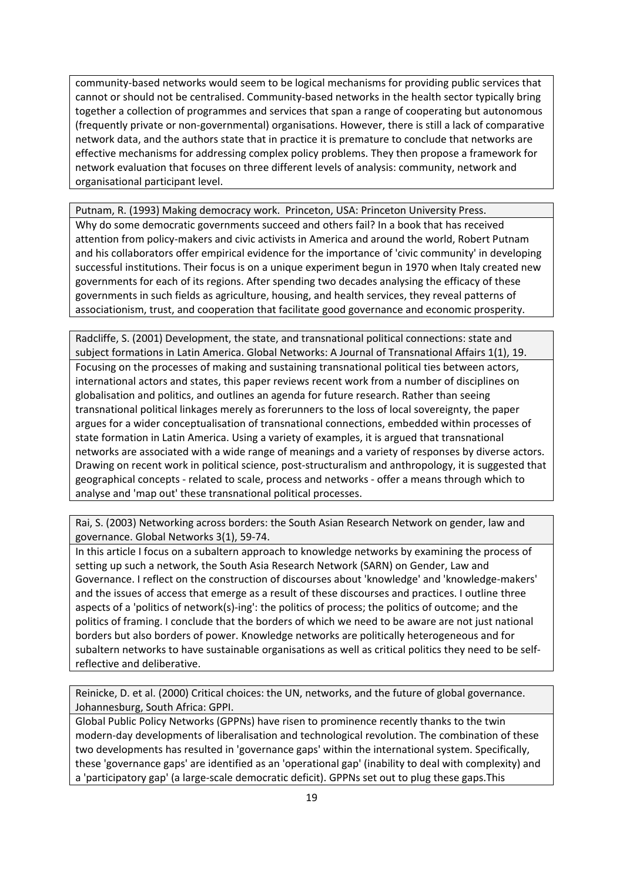community-based networks would seem to be logical mechanisms for providing public services that cannot or should not be centralised. Community-based networks in the health sector typically bring together a collection of programmes and services that span a range of cooperating but autonomous (frequently private or non-governmental) organisations. However, there is still a lack of comparative network data, and the authors state that in practice it is premature to conclude that networks are effective mechanisms for addressing complex policy problems. They then propose a framework for network evaluation that focuses on three different levels of analysis: community, network and organisational participant level.

Putnam, R. (1993) Making democracy work. Princeton, USA: Princeton University Press.

Why do some democratic governments succeed and others fail? In a book that has received attention from policy-makers and civic activists in America and around the world, Robert Putnam and his collaborators offer empirical evidence for the importance of 'civic community' in developing successful institutions. Their focus is on a unique experiment begun in 1970 when Italy created new governments for each of its regions. After spending two decades analysing the efficacy of these governments in such fields as agriculture, housing, and health services, they reveal patterns of associationism, trust, and cooperation that facilitate good governance and economic prosperity.

Radcliffe, S. (2001) Development, the state, and transnational political connections: state and subject formations in Latin America. Global Networks: A Journal of Transnational Affairs 1(1), 19.

Focusing on the processes of making and sustaining transnational political ties between actors, international actors and states, this paper reviews recent work from a number of disciplines on globalisation and politics, and outlines an agenda for future research. Rather than seeing transnational political linkages merely as forerunners to the loss of local sovereignty, the paper argues for a wider conceptualisation of transnational connections, embedded within processes of state formation in Latin America. Using a variety of examples, it is argued that transnational networks are associated with a wide range of meanings and a variety of responses by diverse actors. Drawing on recent work in political science, post-structuralism and anthropology, it is suggested that geographical concepts - related to scale, process and networks - offer a means through which to analyse and 'map out' these transnational political processes.

Rai, S. (2003) Networking across borders: the South Asian Research Network on gender, law and governance. Global Networks 3(1), 59-74.

In this article I focus on a subaltern approach to knowledge networks by examining the process of setting up such a network, the South Asia Research Network (SARN) on Gender, Law and Governance. I reflect on the construction of discourses about 'knowledge' and 'knowledge-makers' and the issues of access that emerge as a result of these discourses and practices. I outline three aspects of a 'politics of network(s)-ing': the politics of process; the politics of outcome; and the politics of framing. I conclude that the borders of which we need to be aware are not just national borders but also borders of power. Knowledge networks are politically heterogeneous and for subaltern networks to have sustainable organisations as well as critical politics they need to be self-reflective and deliberative.

Reinicke, D. et al. (2000) Critical choices: the UN, networks, and the future of global governance. Johannesburg, South Africa: GPPI.

Global Public Policy Networks (GPPNs) have risen to prominence recently thanks to the twin modern-day developments of liberalisation and technological revolution. The combination of these two developments has resulted in 'governance gaps' within the international system. Specifically, these 'governance gaps' are identified as an 'operational gap' (inability to deal with complexity) and a 'participatory gap' (a large-scale democratic deficit). GPPNs set out to plug these gaps.This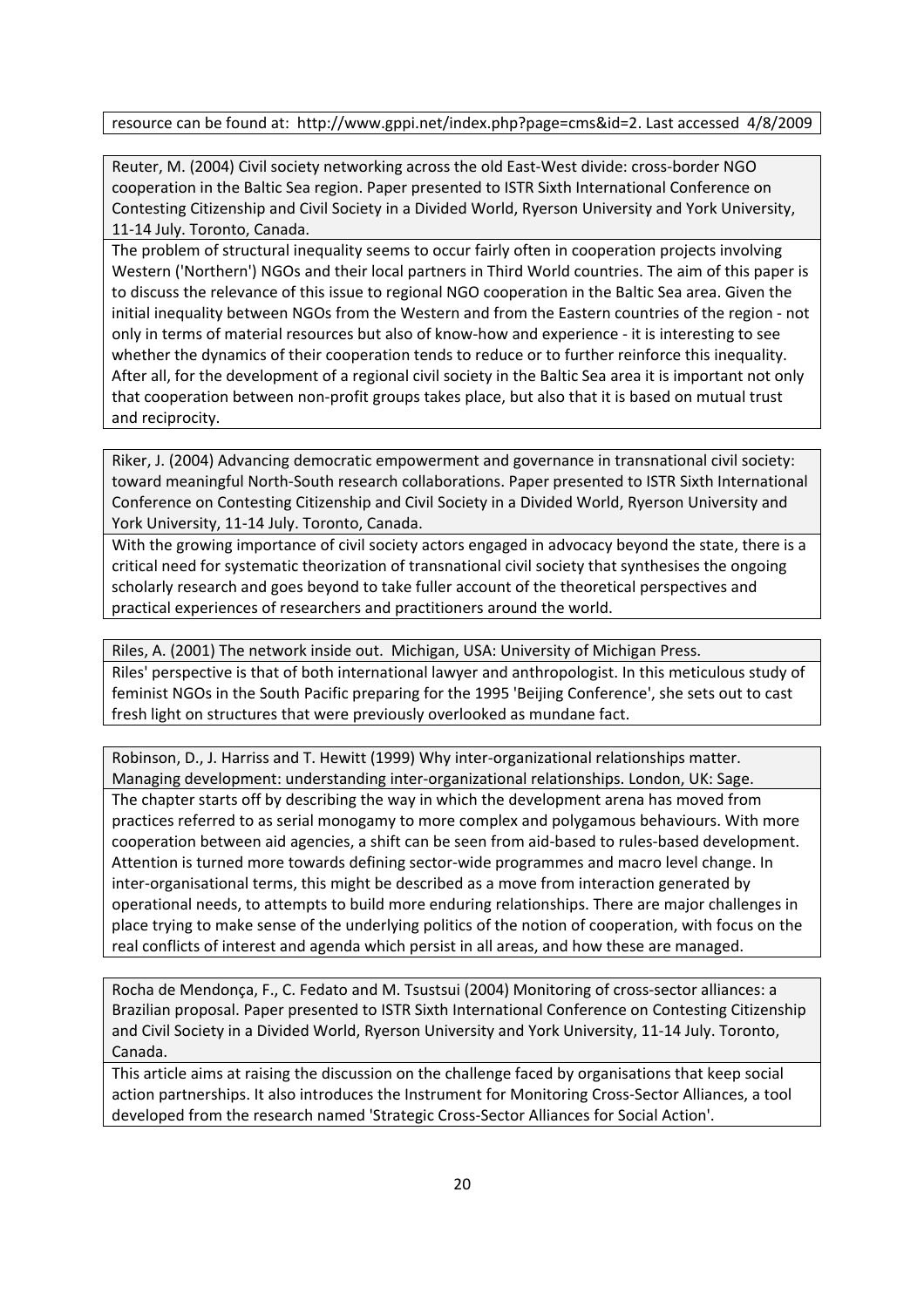resource can be found at: http://www.gppi.net/index.php?page=cms&id=2. Last accessed 4/8/2009

Reuter, M. (2004) Civil society networking across the old East-West divide: cross-border NGO cooperation in the Baltic Sea region. Paper presented to ISTR Sixth International Conference on Contesting Citizenship and Civil Society in a Divided World, Ryerson University and York University, 11-14 July. Toronto, Canada.

The problem of structural inequality seems to occur fairly often in cooperation projects involving Western ('Northern') NGOs and their local partners in Third World countries. The aim of this paper is to discuss the relevance of this issue to regional NGO cooperation in the Baltic Sea area. Given the initial inequality between NGOs from the Western and from the Eastern countries of the region - not only in terms of material resources but also of know-how and experience - it is interesting to see whether the dynamics of their cooperation tends to reduce or to further reinforce this inequality. After all, for the development of a regional civil society in the Baltic Sea area it is important not only that cooperation between non-profit groups takes place, but also that it is based on mutual trust and reciprocity.

Riker, J. (2004) Advancing democratic empowerment and governance in transnational civil society: toward meaningful North-South research collaborations. Paper presented to ISTR Sixth International Conference on Contesting Citizenship and Civil Society in a Divided World, Ryerson University and York University, 11-14 July. Toronto, Canada.

With the growing importance of civil society actors engaged in advocacy beyond the state, there is a critical need for systematic theorization of transnational civil society that synthesises the ongoing scholarly research and goes beyond to take fuller account of the theoretical perspectives and practical experiences of researchers and practitioners around the world.

Riles, A. (2001) The network inside out. Michigan, USA: University of Michigan Press.

Riles' perspective is that of both international lawyer and anthropologist. In this meticulous study of feminist NGOs in the South Pacific preparing for the 1995 'Beijing Conference', she sets out to cast fresh light on structures that were previously overlooked as mundane fact.

Robinson, D., J. Harriss and T. Hewitt (1999) Why inter-organizational relationships matter. Managing development: understanding inter-organizational relationships. London, UK: Sage.

The chapter starts off by describing the way in which the development arena has moved from practices referred to as serial monogamy to more complex and polygamous behaviours. With more cooperation between aid agencies, a shift can be seen from aid-based to rules-based development. Attention is turned more towards defining sector-wide programmes and macro level change. In inter-organisational terms, this might be described as a move from interaction generated by operational needs, to attempts to build more enduring relationships. There are major challenges in place trying to make sense of the underlying politics of the notion of cooperation, with focus on the real conflicts of interest and agenda which persist in all areas, and how these are managed.

Rocha de Mendonça, F., C. Fedato and M. Tsustsui (2004) Monitoring of cross-sector alliances: a Brazilian proposal. Paper presented to ISTR Sixth International Conference on Contesting Citizenship and Civil Society in a Divided World, Ryerson University and York University, 11-14 July. Toronto, Canada.

This article aims at raising the discussion on the challenge faced by organisations that keep social action partnerships. It also introduces the Instrument for Monitoring Cross-Sector Alliances, a tool developed from the research named 'Strategic Cross-Sector Alliances for Social Action'.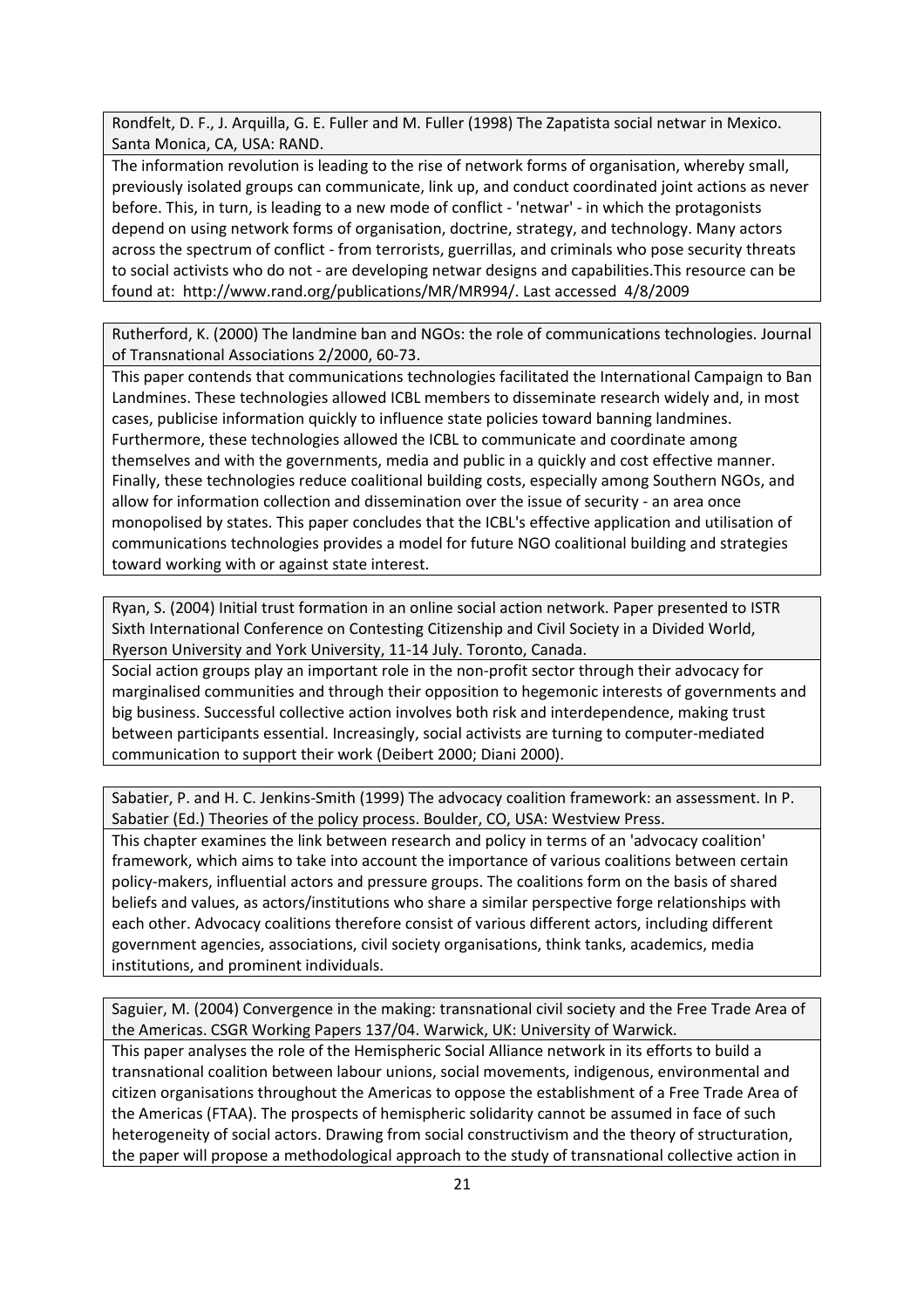Rondfelt, D. F., J. Arquilla, G. E. Fuller and M. Fuller (1998) The Zapatista social netwar in Mexico. Santa Monica, CA, USA: RAND.

The information revolution is leading to the rise of network forms of organisation, whereby small, previously isolated groups can communicate, link up, and conduct coordinated joint actions as never before. This, in turn, is leading to a new mode of conflict - 'netwar' - in which the protagonists depend on using network forms of organisation, doctrine, strategy, and technology. Many actors across the spectrum of conflict - from terrorists, guerrillas, and criminals who pose security threats to social activists who do not - are developing netwar designs and capabilities.This resource can be found at: http://www.rand.org/publications/MR/MR994/. Last accessed 4/8/2009

Rutherford, K. (2000) The landmine ban and NGOs: the role of communications technologies. Journal of Transnational Associations 2/2000, 60-73.

This paper contends that communications technologies facilitated the International Campaign to Ban Landmines. These technologies allowed ICBL members to disseminate research widely and, in most cases, publicise information quickly to influence state policies toward banning landmines. Furthermore, these technologies allowed the ICBL to communicate and coordinate among themselves and with the governments, media and public in a quickly and cost effective manner. Finally, these technologies reduce coalitional building costs, especially among Southern NGOs, and allow for information collection and dissemination over the issue of security - an area once monopolised by states. This paper concludes that the ICBL's effective application and utilisation of communications technologies provides a model for future NGO coalitional building and strategies toward working with or against state interest.

Ryan, S. (2004) Initial trust formation in an online social action network. Paper presented to ISTR Sixth International Conference on Contesting Citizenship and Civil Society in a Divided World, Ryerson University and York University, 11-14 July. Toronto, Canada.

Social action groups play an important role in the non-profit sector through their advocacy for marginalised communities and through their opposition to hegemonic interests of governments and big business. Successful collective action involves both risk and interdependence, making trust between participants essential. Increasingly, social activists are turning to computer-mediated communication to support their work (Deibert 2000; Diani 2000).

Sabatier, P. and H. C. Jenkins-Smith (1999) The advocacy coalition framework: an assessment. In P. Sabatier (Ed.) Theories of the policy process. Boulder, CO, USA: Westview Press.

This chapter examines the link between research and policy in terms of an 'advocacy coalition' framework, which aims to take into account the importance of various coalitions between certain policy-makers, influential actors and pressure groups. The coalitions form on the basis of shared beliefs and values, as actors/institutions who share a similar perspective forge relationships with each other. Advocacy coalitions therefore consist of various different actors, including different government agencies, associations, civil society organisations, think tanks, academics, media institutions, and prominent individuals.

Saguier, M. (2004) Convergence in the making: transnational civil society and the Free Trade Area of the Americas. CSGR Working Papers 137/04. Warwick, UK: University of Warwick.

This paper analyses the role of the Hemispheric Social Alliance network in its efforts to build a transnational coalition between labour unions, social movements, indigenous, environmental and citizen organisations throughout the Americas to oppose the establishment of a Free Trade Area of the Americas (FTAA). The prospects of hemispheric solidarity cannot be assumed in face of such heterogeneity of social actors. Drawing from social constructivism and the theory of structuration, the paper will propose a methodological approach to the study of transnational collective action in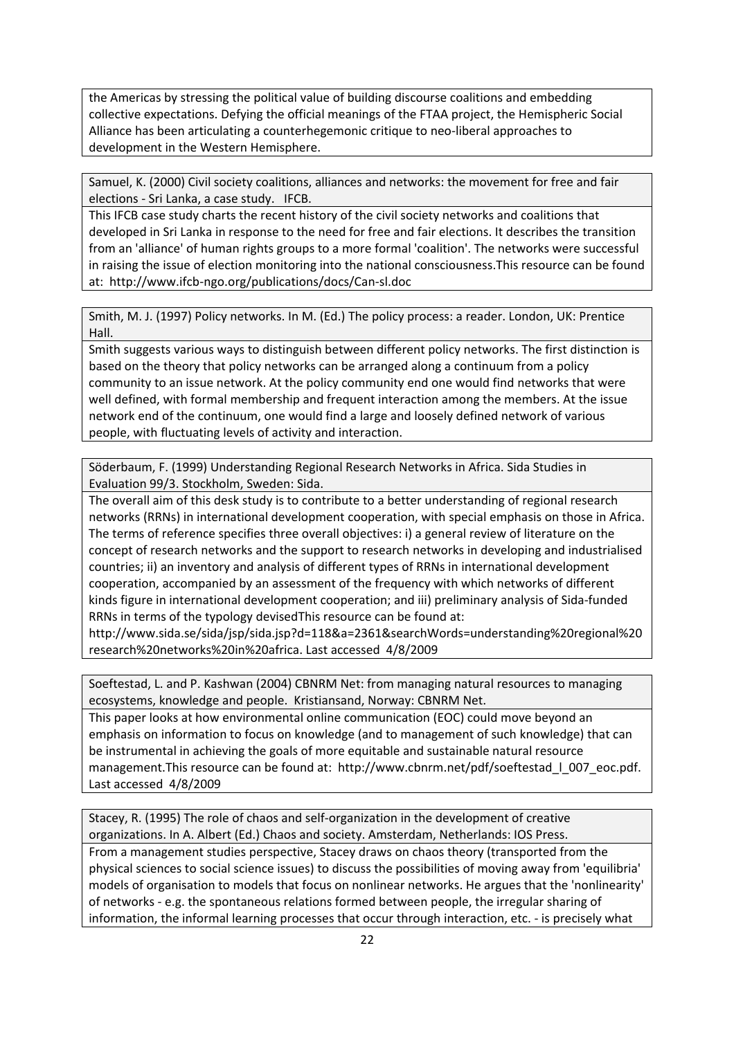the Americas by stressing the political value of building discourse coalitions and embedding collective expectations. Defying the official meanings of the FTAA project, the Hemispheric Social Alliance has been articulating a counterhegemonic critique to neo-liberal approaches to development in the Western Hemisphere.

Samuel, K. (2000) Civil society coalitions, alliances and networks: the movement for free and fair elections - Sri Lanka, a case study. IFCB.

This IFCB case study charts the recent history of the civil society networks and coalitions that developed in Sri Lanka in response to the need for free and fair elections. It describes the transition from an 'alliance' of human rights groups to a more formal 'coalition'. The networks were successful in raising the issue of election monitoring into the national consciousness.This resource can be found at: http://www.ifcb-ngo.org/publications/docs/Can-sl.doc

Smith, M. J. (1997) Policy networks. In M. (Ed.) The policy process: a reader. London, UK: Prentice Hall.

Smith suggests various ways to distinguish between different policy networks. The first distinction is based on the theory that policy networks can be arranged along a continuum from a policy community to an issue network. At the policy community end one would find networks that were well defined, with formal membership and frequent interaction among the members. At the issue network end of the continuum, one would find a large and loosely defined network of various people, with fluctuating levels of activity and interaction.

Söderbaum, F. (1999) Understanding Regional Research Networks in Africa. Sida Studies in Evaluation 99/3. Stockholm, Sweden: Sida.

The overall aim of this desk study is to contribute to a better understanding of regional research networks (RRNs) in international development cooperation, with special emphasis on those in Africa. The terms of reference specifies three overall objectives: i) a general review of literature on the concept of research networks and the support to research networks in developing and industrialised countries; ii) an inventory and analysis of different types of RRNs in international development cooperation, accompanied by an assessment of the frequency with which networks of different kinds figure in international development cooperation; and iii) preliminary analysis of Sida-funded RRNs in terms of the typology devisedThis resource can be found at: http://www.sida.se/sida/jsp/sida.jsp?d=118&a=2361&searchWords=understanding%20regional%20research%20networks%20in%20africa. Last accessed 4/8/2009

Soeftestad, L. and P. Kashwan (2004) CBNRM Net: from managing natural resources to managing ecosystems, knowledge and people. Kristiansand, Norway: CBNRM Net.

This paper looks at how environmental online communication (EOC) could move beyond an emphasis on information to focus on knowledge (and to management of such knowledge) that can be instrumental in achieving the goals of more equitable and sustainable natural resource management.This resource can be found at: http://www.cbnrm.net/pdf/soeftestad_l_007_eoc.pdf. Last accessed 4/8/2009

Stacey, R. (1995) The role of chaos and self-organization in the development of creative organizations. In A. Albert (Ed.) Chaos and society. Amsterdam, Netherlands: IOS Press.

From a management studies perspective, Stacey draws on chaos theory (transported from the physical sciences to social science issues) to discuss the possibilities of moving away from 'equilibria' models of organisation to models that focus on nonlinear networks. He argues that the 'nonlinearity' of networks - e.g. the spontaneous relations formed between people, the irregular sharing of information, the informal learning processes that occur through interaction, etc. - is precisely what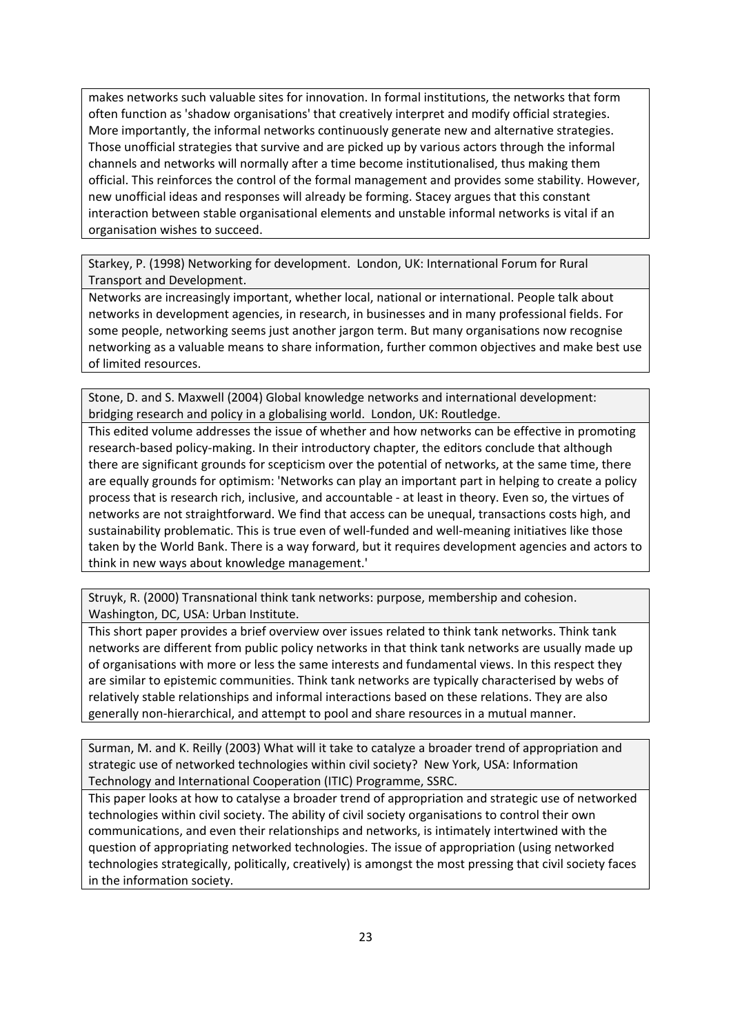makes networks such valuable sites for innovation. In formal institutions, the networks that form often function as 'shadow organisations' that creatively interpret and modify official strategies. More importantly, the informal networks continuously generate new and alternative strategies. Those unofficial strategies that survive and are picked up by various actors through the informal channels and networks will normally after a time become institutionalised, thus making them official. This reinforces the control of the formal management and provides some stability. However, new unofficial ideas and responses will already be forming. Stacey argues that this constant interaction between stable organisational elements and unstable informal networks is vital if an organisation wishes to succeed.

Starkey, P. (1998) Networking for development. London, UK: International Forum for Rural Transport and Development.

Networks are increasingly important, whether local, national or international. People talk about networks in development agencies, in research, in businesses and in many professional fields. For some people, networking seems just another jargon term. But many organisations now recognise networking as a valuable means to share information, further common objectives and make best use of limited resources.

Stone, D. and S. Maxwell (2004) Global knowledge networks and international development: bridging research and policy in a globalising world. London, UK: Routledge.

This edited volume addresses the issue of whether and how networks can be effective in promoting research-based policy-making. In their introductory chapter, the editors conclude that although there are significant grounds for scepticism over the potential of networks, at the same time, there are equally grounds for optimism: 'Networks can play an important part in helping to create a policy process that is research rich, inclusive, and accountable - at least in theory. Even so, the virtues of networks are not straightforward. We find that access can be unequal, transactions costs high, and sustainability problematic. This is true even of well-funded and well-meaning initiatives like those taken by the World Bank. There is a way forward, but it requires development agencies and actors to think in new ways about knowledge management.'

Struyk, R. (2000) Transnational think tank networks: purpose, membership and cohesion. Washington, DC, USA: Urban Institute.

This short paper provides a brief overview over issues related to think tank networks. Think tank networks are different from public policy networks in that think tank networks are usually made up of organisations with more or less the same interests and fundamental views. In this respect they are similar to epistemic communities. Think tank networks are typically characterised by webs of relatively stable relationships and informal interactions based on these relations. They are also generally non-hierarchical, and attempt to pool and share resources in a mutual manner.

Surman, M. and K. Reilly (2003) What will it take to catalyze a broader trend of appropriation and strategic use of networked technologies within civil society? New York, USA: Information Technology and International Cooperation (ITIC) Programme, SSRC.

This paper looks at how to catalyse a broader trend of appropriation and strategic use of networked technologies within civil society. The ability of civil society organisations to control their own communications, and even their relationships and networks, is intimately intertwined with the question of appropriating networked technologies. The issue of appropriation (using networked technologies strategically, politically, creatively) is amongst the most pressing that civil society faces in the information society.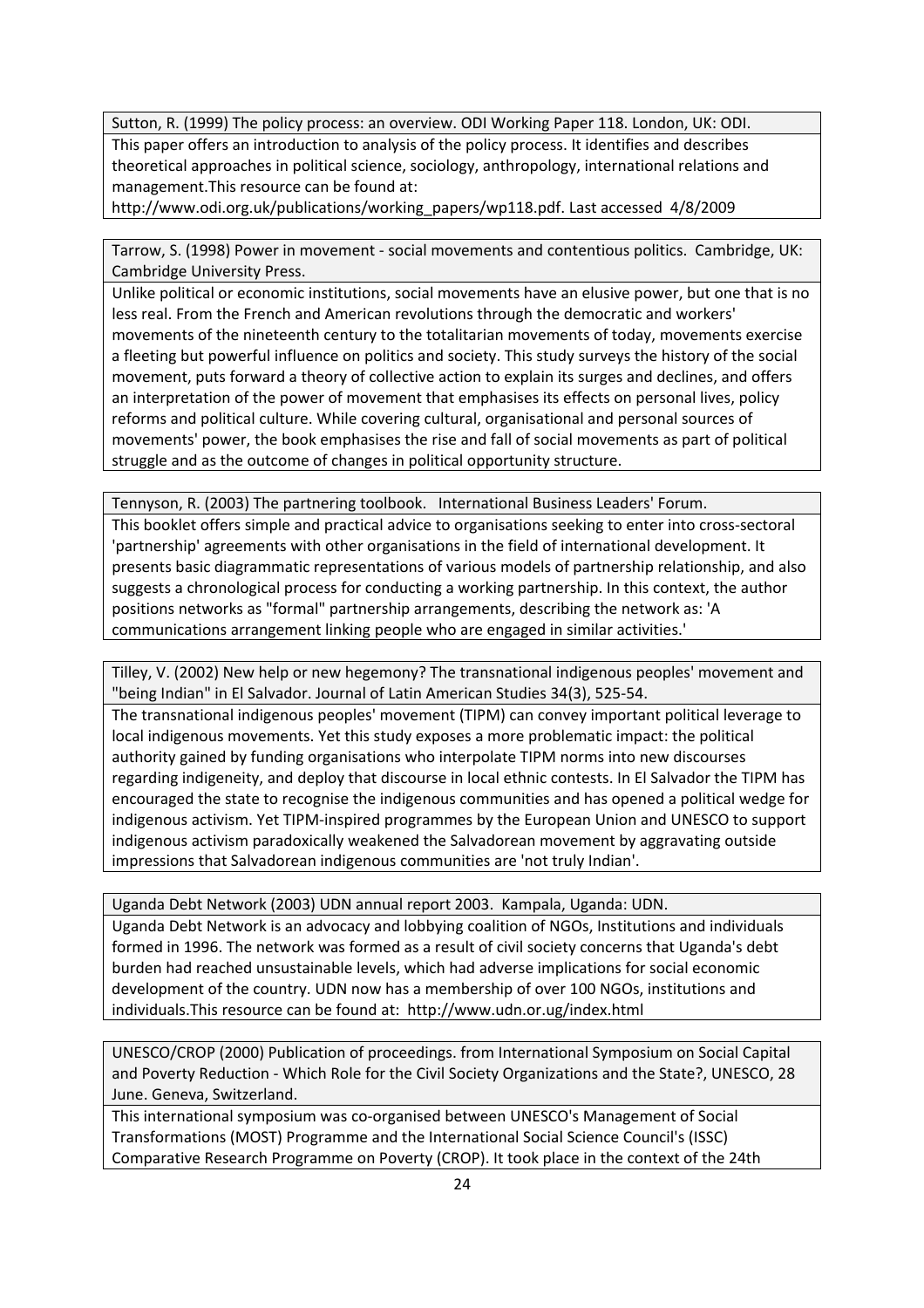Sutton, R. (1999) The policy process: an overview. ODI Working Paper 118. London, UK: ODI.

This paper offers an introduction to analysis of the policy process. It identifies and describes theoretical approaches in political science, sociology, anthropology, international relations and management.This resource can be found at: http://www.odi.org.uk/publications/working_papers/wp118.pdf. Last accessed 4/8/2009

Tarrow, S. (1998) Power in movement - social movements and contentious politics. Cambridge, UK: Cambridge University Press.

Unlike political or economic institutions, social movements have an elusive power, but one that is no less real. From the French and American revolutions through the democratic and workers' movements of the nineteenth century to the totalitarian movements of today, movements exercise a fleeting but powerful influence on politics and society. This study surveys the history of the social movement, puts forward a theory of collective action to explain its surges and declines, and offers an interpretation of the power of movement that emphasises its effects on personal lives, policy reforms and political culture. While covering cultural, organisational and personal sources of movements' power, the book emphasises the rise and fall of social movements as part of political struggle and as the outcome of changes in political opportunity structure.

Tennyson, R. (2003) The partnering toolbook. International Business Leaders' Forum.

This booklet offers simple and practical advice to organisations seeking to enter into cross-sectoral 'partnership' agreements with other organisations in the field of international development. It presents basic diagrammatic representations of various models of partnership relationship, and also suggests a chronological process for conducting a working partnership. In this context, the author positions networks as "formal" partnership arrangements, describing the network as: 'A communications arrangement linking people who are engaged in similar activities.'

Tilley, V. (2002) New help or new hegemony? The transnational indigenous peoples' movement and "being Indian" in El Salvador. Journal of Latin American Studies 34(3), 525-54.

The transnational indigenous peoples' movement (TIPM) can convey important political leverage to local indigenous movements. Yet this study exposes a more problematic impact: the political authority gained by funding organisations who interpolate TIPM norms into new discourses regarding indigeneity, and deploy that discourse in local ethnic contests. In El Salvador the TIPM has encouraged the state to recognise the indigenous communities and has opened a political wedge for indigenous activism. Yet TIPM-inspired programmes by the European Union and UNESCO to support indigenous activism paradoxically weakened the Salvadorean movement by aggravating outside impressions that Salvadorean indigenous communities are 'not truly Indian'.

Uganda Debt Network (2003) UDN annual report 2003. Kampala, Uganda: UDN.

Uganda Debt Network is an advocacy and lobbying coalition of NGOs, Institutions and individuals formed in 1996. The network was formed as a result of civil society concerns that Uganda's debt burden had reached unsustainable levels, which had adverse implications for social economic development of the country. UDN now has a membership of over 100 NGOs, institutions and individuals.This resource can be found at: http://www.udn.or.ug/index.html

UNESCO/CROP (2000) Publication of proceedings. from International Symposium on Social Capital and Poverty Reduction - Which Role for the Civil Society Organizations and the State?, UNESCO, 28 June. Geneva, Switzerland.

This international symposium was co-organised between UNESCO's Management of Social Transformations (MOST) Programme and the International Social Science Council's (ISSC) Comparative Research Programme on Poverty (CROP). It took place in the context of the 24th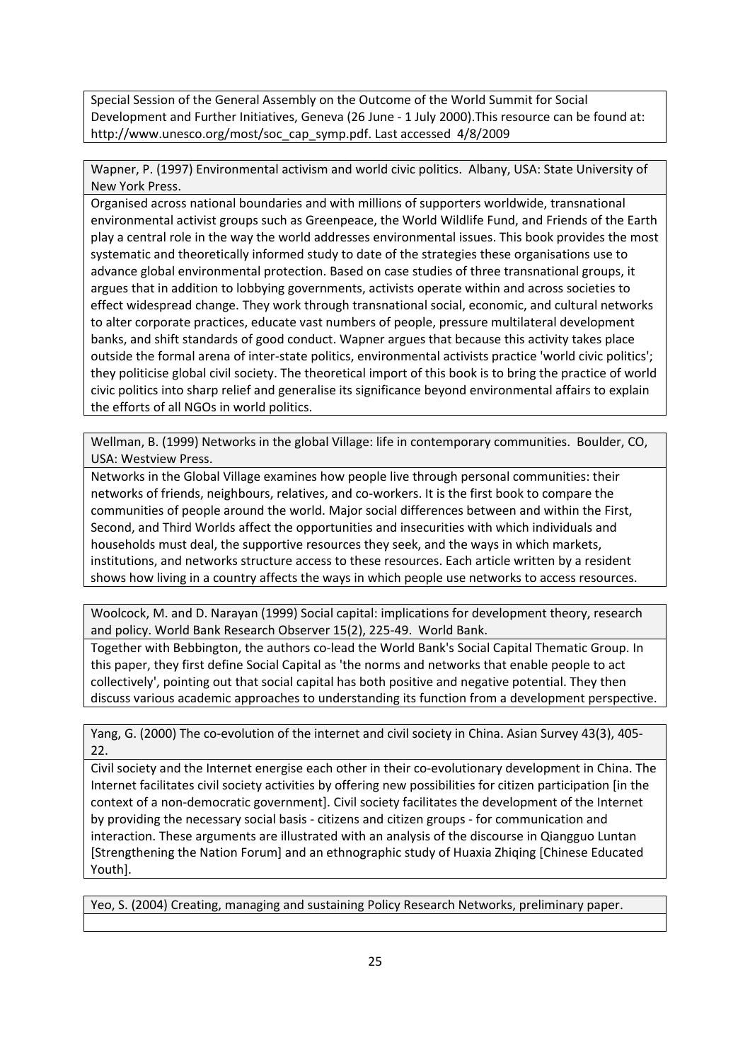Special Session of the General Assembly on the Outcome of the World Summit for Social Development and Further Initiatives, Geneva (26 June - 1 July 2000).This resource can be found at: http://www.unesco.org/most/soc_cap_symp.pdf. Last accessed 4/8/2009

Wapner, P. (1997) Environmental activism and world civic politics. Albany, USA: State University of New York Press.

Organised across national boundaries and with millions of supporters worldwide, transnational environmental activist groups such as Greenpeace, the World Wildlife Fund, and Friends of the Earth play a central role in the way the world addresses environmental issues. This book provides the most systematic and theoretically informed study to date of the strategies these organisations use to advance global environmental protection. Based on case studies of three transnational groups, it argues that in addition to lobbying governments, activists operate within and across societies to effect widespread change. They work through transnational social, economic, and cultural networks to alter corporate practices, educate vast numbers of people, pressure multilateral development banks, and shift standards of good conduct. Wapner argues that because this activity takes place outside the formal arena of inter-state politics, environmental activists practice 'world civic politics'; they politicise global civil society. The theoretical import of this book is to bring the practice of world civic politics into sharp relief and generalise its significance beyond environmental affairs to explain the efforts of all NGOs in world politics.

Wellman, B. (1999) Networks in the global Village: life in contemporary communities. Boulder, CO, USA: Westview Press.

Networks in the Global Village examines how people live through personal communities: their networks of friends, neighbours, relatives, and co-workers. It is the first book to compare the communities of people around the world. Major social differences between and within the First, Second, and Third Worlds affect the opportunities and insecurities with which individuals and households must deal, the supportive resources they seek, and the ways in which markets, institutions, and networks structure access to these resources. Each article written by a resident shows how living in a country affects the ways in which people use networks to access resources.

Woolcock, M. and D. Narayan (1999) Social capital: implications for development theory, research and policy. World Bank Research Observer 15(2), 225-49. World Bank.

Together with Bebbington, the authors co-lead the World Bank's Social Capital Thematic Group. In this paper, they first define Social Capital as 'the norms and networks that enable people to act collectively', pointing out that social capital has both positive and negative potential. They then discuss various academic approaches to understanding its function from a development perspective.

Yang, G. (2000) The co-evolution of the internet and civil society in China. Asian Survey 43(3), 405-22.

Civil society and the Internet energise each other in their co-evolutionary development in China. The Internet facilitates civil society activities by offering new possibilities for citizen participation [in the context of a non-democratic government]. Civil society facilitates the development of the Internet by providing the necessary social basis - citizens and citizen groups - for communication and interaction. These arguments are illustrated with an analysis of the discourse in Qiangguo Luntan [Strengthening the Nation Forum] and an ethnographic study of Huaxia Zhiqing [Chinese Educated Youth].

Yeo, S. (2004) Creating, managing and sustaining Policy Research Networks, preliminary paper.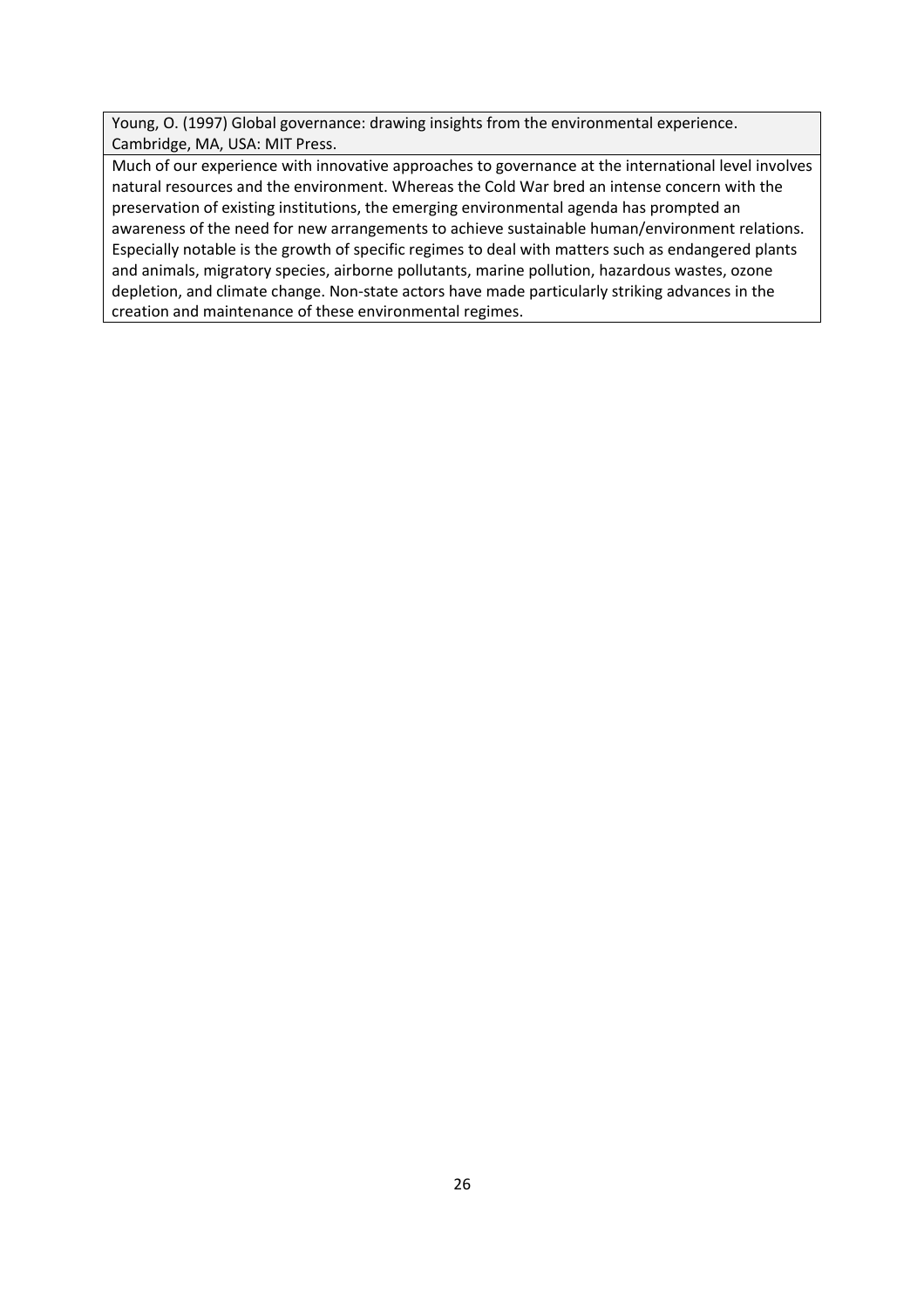| Young, O. (1997) Global governance: drawing insights from the environmental experience. Cambridge, MA, USA: MIT Press. |
| --- |
| Much of our experience with innovative approaches to governance at the international level involves natural resources and the environment. Whereas the Cold War bred an intense concern with the preservation of existing institutions, the emerging environmental agenda has prompted an awareness of the need for new arrangements to achieve sustainable human/environment relations. Especially notable is the growth of specific regimes to deal with matters such as endangered plants and animals, migratory species, airborne pollutants, marine pollution, hazardous wastes, ozone depletion, and climate change. Non-state actors have made particularly striking advances in the creation and maintenance of these environmental regimes. |